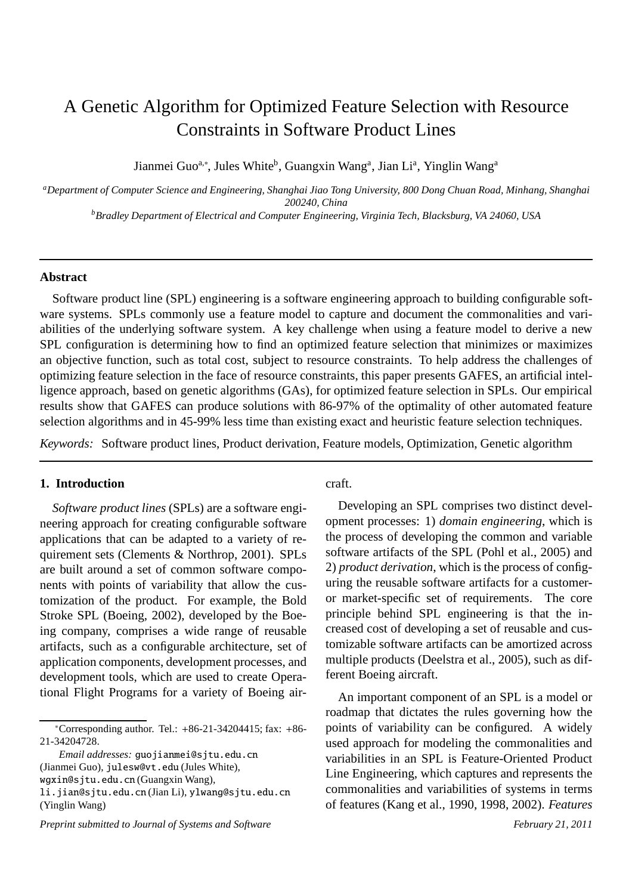# A Genetic Algorithm for Optimized Feature Selection with Resource Constraints in Software Product Lines

Jianmei Guo[a,*], Jules White[b], Guangxin Wang[a], Jian Li[a], Yinglin Wang[a]

[a]*Department of Computer Science and Engineering, Shanghai Jiao Tong University, 800 Dong Chuan Road, Minhang, Shanghai 200240, China*

[b]*Bradley Department of Electrical and Computer Engineering, Virginia Tech, Blacksburg, VA 24060, USA*

---

**Abstract**

Software product line (SPL) engineering is a software engineering approach to building configurable software systems. SPLs commonly use a feature model to capture and document the commonalities and variabilities of the underlying software system. A key challenge when using a feature model to derive a new SPL configuration is determining how to find an optimized feature selection that minimizes or maximizes an objective function, such as total cost, subject to resource constraints. To help address the challenges of optimizing feature selection in the face of resource constraints, this paper presents GAFES, an artificial intelligence approach, based on genetic algorithms (GAs), for optimized feature selection in SPLs. Our empirical results show that GAFES can produce solutions with 86-97% of the optimality of other automated feature selection algorithms and in 45-99% less time than existing exact and heuristic feature selection techniques.

*Keywords:* Software product lines, Product derivation, Feature models, Optimization, Genetic algorithm

---

## 1. Introduction

*Software product lines* (SPLs) are a software engineering approach for creating configurable software applications that can be adapted to a variety of requirement sets (Clements & Northrop, 2001). SPLs are built around a set of common software components with points of variability that allow the customization of the product. For example, the Bold Stroke SPL (Boeing, 2002), developed by the Boeing company, comprises a wide range of reusable artifacts, such as a configurable architecture, set of application components, development processes, and development tools, which are used to create Operational Flight Programs for a variety of Boeing aircraft.

Developing an SPL comprises two distinct development processes: 1) *domain engineering*, which is the process of developing the common and variable software artifacts of the SPL (Pohl et al., 2005) and 2) *product derivation*, which is the process of configuring the reusable software artifacts for a customer- or market-specific set of requirements. The core principle behind SPL engineering is that the increased cost of developing a set of reusable and customizable software artifacts can be amortized across multiple products (Deelstra et al., 2005), such as different Boeing aircraft.

An important component of an SPL is a model or roadmap that dictates the rules governing how the points of variability can be configured. A widely used approach for modeling the commonalities and variabilities in an SPL is Feature-Oriented Product Line Engineering, which captures and represents the commonalities and variabilities of systems in terms of features (Kang et al., 1990, 1998, 2002). *Features*

*Corresponding author. Tel.: +86-21-34204415; fax: +86-21-34204728.

*Email addresses:* guojianmei@sjtu.edu.cn (Jianmei Guo), julesw@vt.edu (Jules White), wgxin@sjtu.edu.cn (Guangxin Wang), li.jian@sjtu.edu.cn (Jian Li), ylwang@sjtu.edu.cn (Yinglin Wang)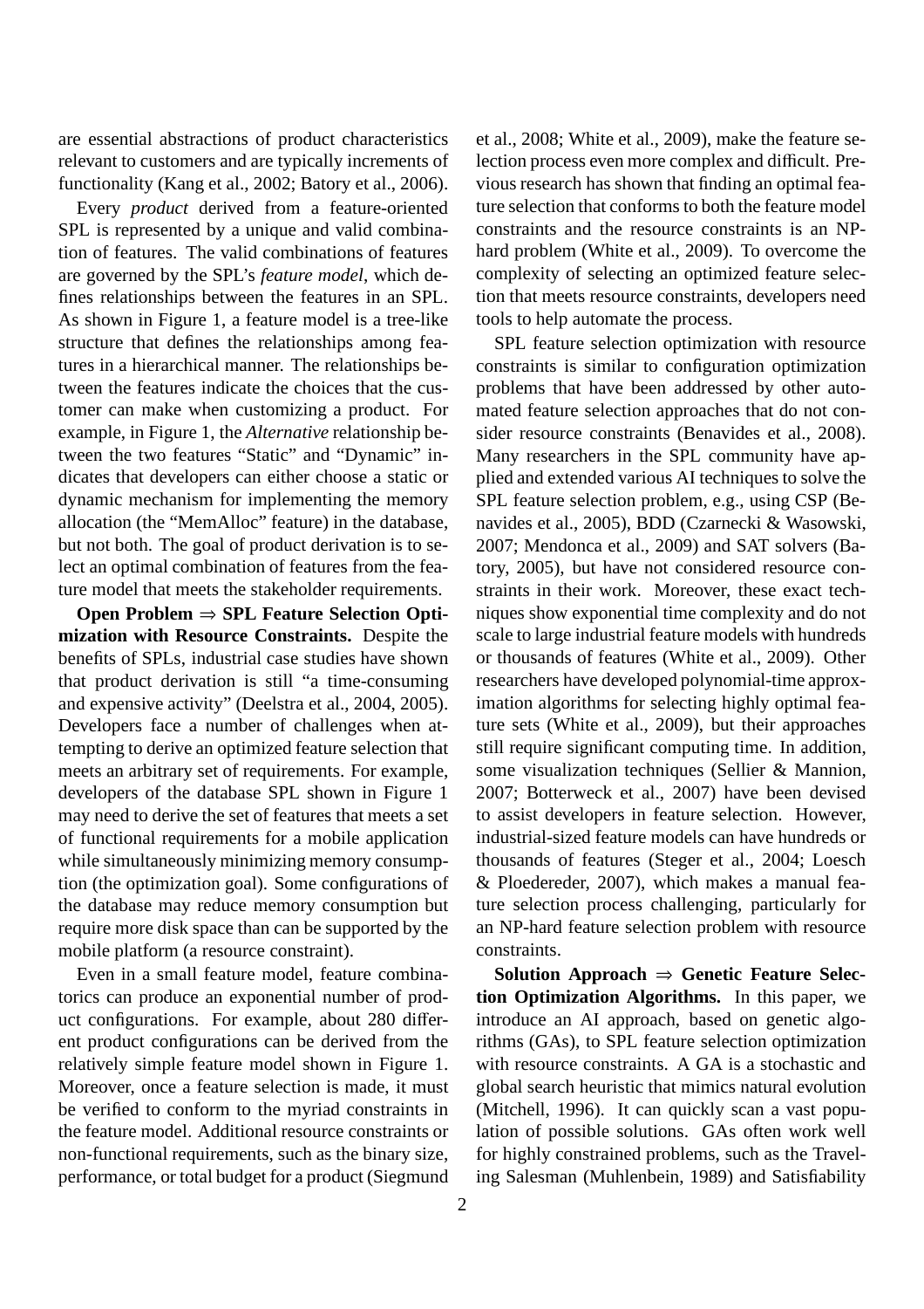are essential abstractions of product characteristics relevant to customers and are typically increments of functionality (Kang et al., 2002; Batory et al., 2006).

Every *product* derived from a feature-oriented SPL is represented by a unique and valid combination of features. The valid combinations of features are governed by the SPL's *feature model*, which defines relationships between the features in an SPL. As shown in Figure 1, a feature model is a tree-like structure that defines the relationships among features in a hierarchical manner. The relationships between the features indicate the choices that the customer can make when customizing a product. For example, in Figure 1, the *Alternative* relationship between the two features "Static" and "Dynamic" indicates that developers can either choose a static or dynamic mechanism for implementing the memory allocation (the "MemAlloc" feature) in the database, but not both. The goal of product derivation is to select an optimal combination of features from the feature model that meets the stakeholder requirements.

**Open Problem ⇒ SPL Feature Selection Optimization with Resource Constraints.** Despite the benefits of SPLs, industrial case studies have shown that product derivation is still "a time-consuming and expensive activity" (Deelstra et al., 2004, 2005). Developers face a number of challenges when attempting to derive an optimized feature selection that meets an arbitrary set of requirements. For example, developers of the database SPL shown in Figure 1 may need to derive the set of features that meets a set of functional requirements for a mobile application while simultaneously minimizing memory consumption (the optimization goal). Some configurations of the database may reduce memory consumption but require more disk space than can be supported by the mobile platform (a resource constraint).

Even in a small feature model, feature combinatorics can produce an exponential number of product configurations. For example, about 280 different product configurations can be derived from the relatively simple feature model shown in Figure 1. Moreover, once a feature selection is made, it must be verified to conform to the myriad constraints in the feature model. Additional resource constraints or non-functional requirements, such as the binary size, performance, or total budget for a product (Siegmund et al., 2008; White et al., 2009), make the feature selection process even more complex and difficult. Previous research has shown that finding an optimal feature selection that conforms to both the feature model constraints and the resource constraints is an NP-hard problem (White et al., 2009). To overcome the complexity of selecting an optimized feature selection that meets resource constraints, developers need tools to help automate the process.

SPL feature selection optimization with resource constraints is similar to configuration optimization problems that have been addressed by other automated feature selection approaches that do not consider resource constraints (Benavides et al., 2008). Many researchers in the SPL community have applied and extended various AI techniques to solve the SPL feature selection problem, e.g., using CSP (Benavides et al., 2005), BDD (Czarnecki & Wasowski, 2007; Mendonca et al., 2009) and SAT solvers (Batory, 2005), but have not considered resource constraints in their work. Moreover, these exact techniques show exponential time complexity and do not scale to large industrial feature models with hundreds or thousands of features (White et al., 2009). Other researchers have developed polynomial-time approximation algorithms for selecting highly optimal feature sets (White et al., 2009), but their approaches still require significant computing time. In addition, some visualization techniques (Sellier & Mannion, 2007; Botterweck et al., 2007) have been devised to assist developers in feature selection. However, industrial-sized feature models can have hundreds or thousands of features (Steger et al., 2004; Loesch & Ploedereder, 2007), which makes a manual feature selection process challenging, particularly for an NP-hard feature selection problem with resource constraints.

**Solution Approach ⇒ Genetic Feature Selection Optimization Algorithms.** In this paper, we introduce an AI approach, based on genetic algorithms (GAs), to SPL feature selection optimization with resource constraints. A GA is a stochastic and global search heuristic that mimics natural evolution (Mitchell, 1996). It can quickly scan a vast population of possible solutions. GAs often work well for highly constrained problems, such as the Traveling Salesman (Muhlenbein, 1989) and Satisfiability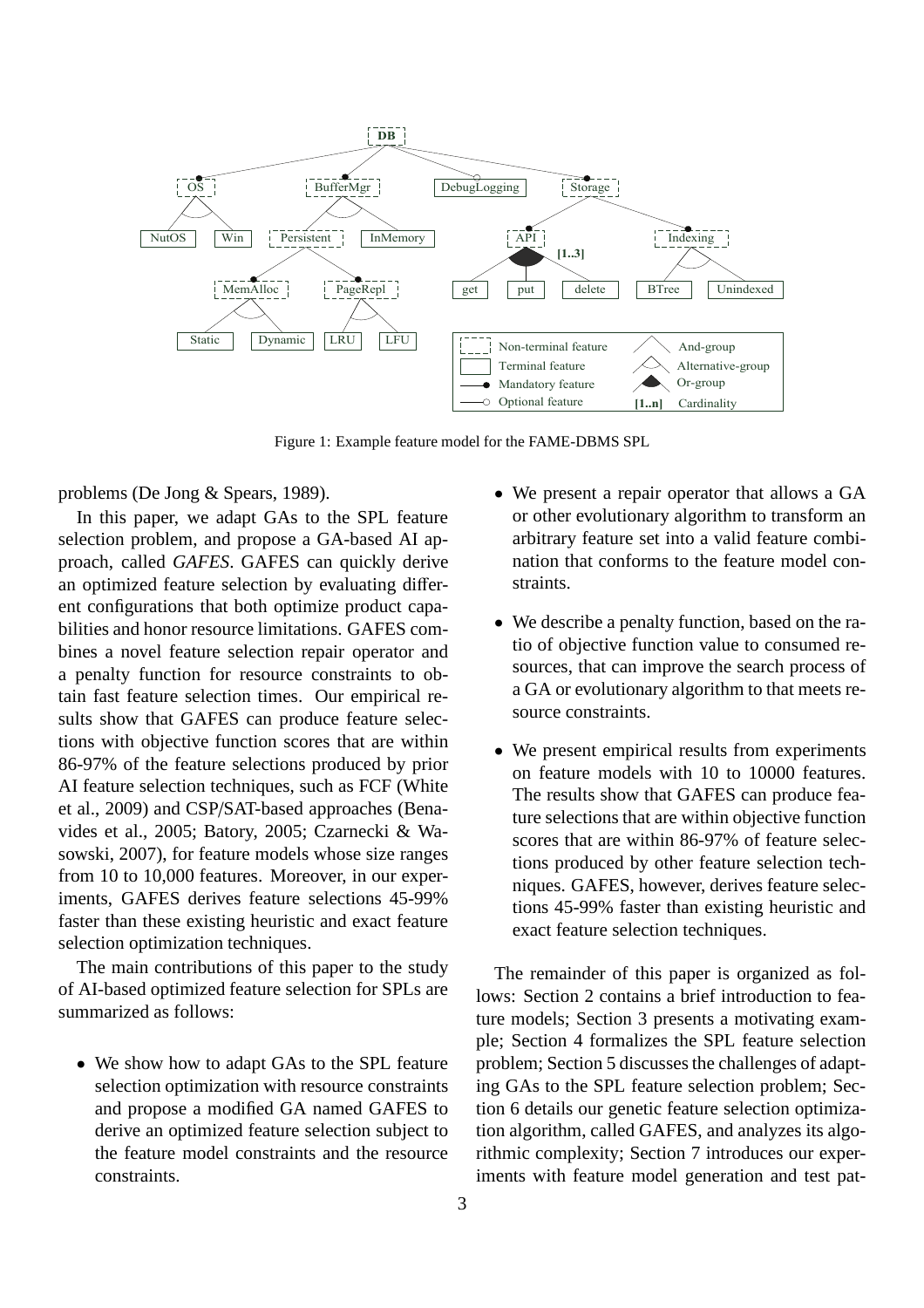Figure 1: Example feature model for the FAME-DBMS SPL

problems (De Jong & Spears, 1989).

In this paper, we adapt GAs to the SPL feature selection problem, and propose a GA-based AI approach, called *GAFES*. GAFES can quickly derive an optimized feature selection by evaluating different configurations that both optimize product capabilities and honor resource limitations. GAFES combines a novel feature selection repair operator and a penalty function for resource constraints to obtain fast feature selection times. Our empirical results show that GAFES can produce feature selections with objective function scores that are within 86-97% of the feature selections produced by prior AI feature selection techniques, such as FCF (White et al., 2009) and CSP/SAT-based approaches (Benavides et al., 2005; Batory, 2005; Czarnecki & Wasowski, 2007), for feature models whose size ranges from 10 to 10,000 features. Moreover, in our experiments, GAFES derives feature selections 45-99% faster than these existing heuristic and exact feature selection optimization techniques.

The main contributions of this paper to the study of AI-based optimized feature selection for SPLs are summarized as follows:

- We show how to adapt GAs to the SPL feature selection optimization with resource constraints and propose a modified GA named GAFES to derive an optimized feature selection subject to the feature model constraints and the resource constraints.
- We present a repair operator that allows a GA or other evolutionary algorithm to transform an arbitrary feature set into a valid feature combination that conforms to the feature model constraints.
- We describe a penalty function, based on the ratio of objective function value to consumed resources, that can improve the search process of a GA or evolutionary algorithm to that meets resource constraints.
- We present empirical results from experiments on feature models with 10 to 10000 features. The results show that GAFES can produce feature selections that are within objective function scores that are within 86-97% of feature selections produced by other feature selection techniques. GAFES, however, derives feature selections 45-99% faster than existing heuristic and exact feature selection techniques.

The remainder of this paper is organized as follows: Section 2 contains a brief introduction to feature models; Section 3 presents a motivating example; Section 4 formalizes the SPL feature selection problem; Section 5 discusses the challenges of adapting GAs to the SPL feature selection problem; Section 6 details our genetic feature selection optimization algorithm, called GAFES, and analyzes its algorithmic complexity; Section 7 introduces our experiments with feature model generation and test pat-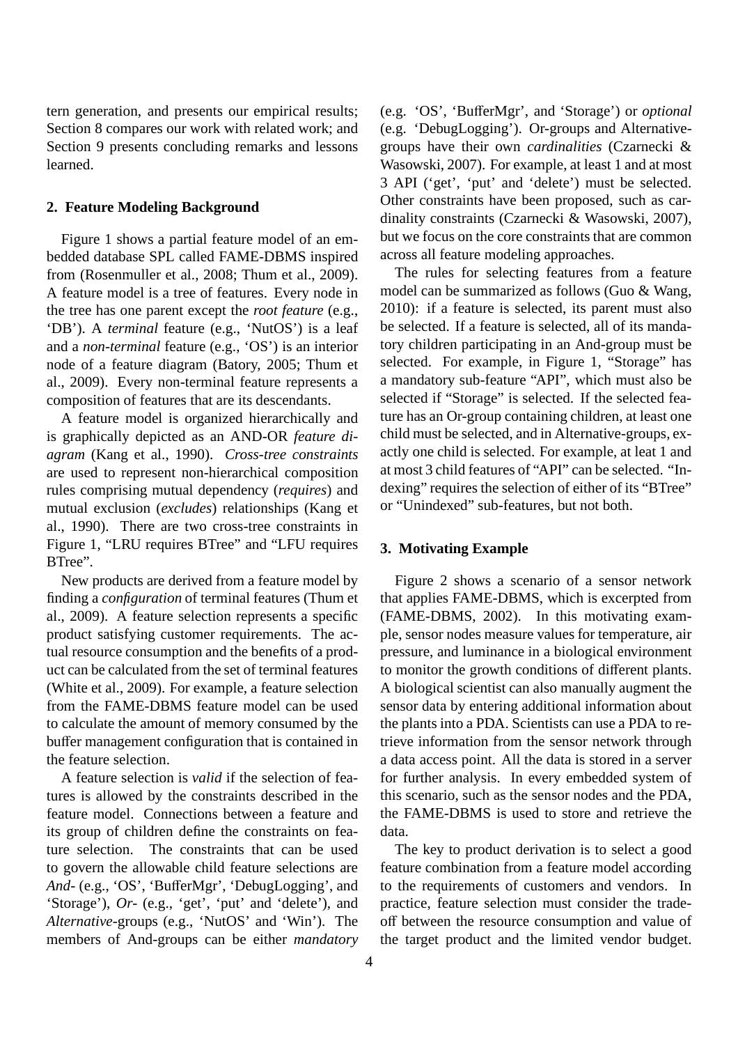tern generation, and presents our empirical results; Section 8 compares our work with related work; and Section 9 presents concluding remarks and lessons learned.

## 2. Feature Modeling Background

Figure 1 shows a partial feature model of an embedded database SPL called FAME-DBMS inspired from (Rosenmuller et al., 2008; Thum et al., 2009). A feature model is a tree of features. Every node in the tree has one parent except the *root feature* (e.g., 'DB'). A *terminal* feature (e.g., 'NutOS') is a leaf and a *non-terminal* feature (e.g., 'OS') is an interior node of a feature diagram (Batory, 2005; Thum et al., 2009). Every non-terminal feature represents a composition of features that are its descendants.

A feature model is organized hierarchically and is graphically depicted as an AND-OR *feature diagram* (Kang et al., 1990). *Cross-tree constraints* are used to represent non-hierarchical composition rules comprising mutual dependency (*requires*) and mutual exclusion (*excludes*) relationships (Kang et al., 1990). There are two cross-tree constraints in Figure 1, "LRU requires BTree" and "LFU requires BTree".

New products are derived from a feature model by finding a *configuration* of terminal features (Thum et al., 2009). A feature selection represents a specific product satisfying customer requirements. The actual resource consumption and the benefits of a product can be calculated from the set of terminal features (White et al., 2009). For example, a feature selection from the FAME-DBMS feature model can be used to calculate the amount of memory consumed by the buffer management configuration that is contained in the feature selection.

A feature selection is *valid* if the selection of features is allowed by the constraints described in the feature model. Connections between a feature and its group of children define the constraints on feature selection. The constraints that can be used to govern the allowable child feature selections are *And-* (e.g., 'OS', 'BufferMgr', 'DebugLogging', and 'Storage'), *Or-* (e.g., 'get', 'put' and 'delete'), and *Alternative*-groups (e.g., 'NutOS' and 'Win'). The members of And-groups can be either *mandatory* (e.g. 'OS', 'BufferMgr', and 'Storage') or *optional* (e.g. 'DebugLogging'). Or-groups and Alternative-groups have their own *cardinalities* (Czarnecki & Wasowski, 2007). For example, at least 1 and at most 3 API ('get', 'put' and 'delete') must be selected. Other constraints have been proposed, such as cardinality constraints (Czarnecki & Wasowski, 2007), but we focus on the core constraints that are common across all feature modeling approaches.

The rules for selecting features from a feature model can be summarized as follows (Guo & Wang, 2010): if a feature is selected, its parent must also be selected. If a feature is selected, all of its mandatory children participating in an And-group must be selected. For example, in Figure 1, "Storage" has a mandatory sub-feature "API", which must also be selected if "Storage" is selected. If the selected feature has an Or-group containing children, at least one child must be selected, and in Alternative-groups, exactly one child is selected. For example, at leat 1 and at most 3 child features of "API" can be selected. "Indexing" requires the selection of either of its "BTree" or "Unindexed" sub-features, but not both.

## 3. Motivating Example

Figure 2 shows a scenario of a sensor network that applies FAME-DBMS, which is excerpted from (FAME-DBMS, 2002). In this motivating example, sensor nodes measure values for temperature, air pressure, and luminance in a biological environment to monitor the growth conditions of different plants. A biological scientist can also manually augment the sensor data by entering additional information about the plants into a PDA. Scientists can use a PDA to retrieve information from the sensor network through a data access point. All the data is stored in a server for further analysis. In every embedded system of this scenario, such as the sensor nodes and the PDA, the FAME-DBMS is used to store and retrieve the data.

The key to product derivation is to select a good feature combination from a feature model according to the requirements of customers and vendors. In practice, feature selection must consider the tradeoff between the resource consumption and value of the target product and the limited vendor budget.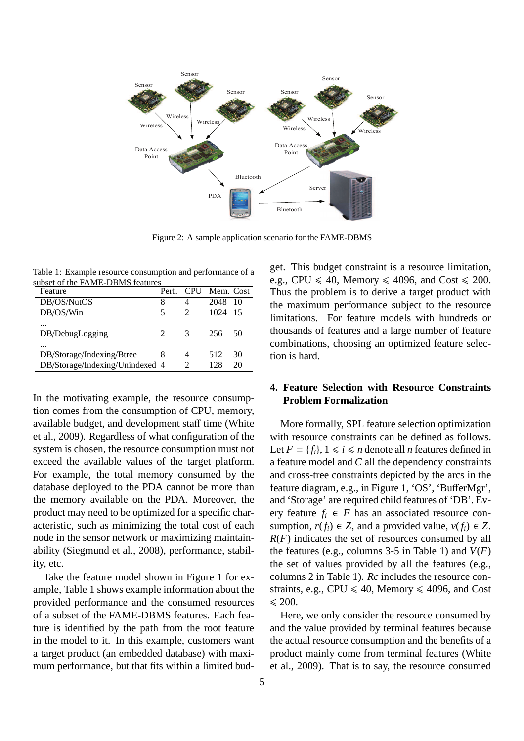Figure 2: A sample application scenario for the FAME-DBMS

Table 1: Example resource consumption and performance of a subset of the FAME-DBMS features

| Feature | Perf. | CPU | Mem. | Cost |
|---|---|---|---|---|
| DB/OS/NutOS | 8 | 4 | 2048 | 10 |
| DB/OS/Win | 5 | 2 | 1024 | 15 |
| ... | | | | |
| DB/DebugLogging | 2 | 3 | 256 | 50 |
| ... | | | | |
| DB/Storage/Indexing/Btree | 8 | 4 | 512 | 30 |
| DB/Storage/Indexing/Unindexed | 4 | 2 | 128 | 20 |

In the motivating example, the resource consumption comes from the consumption of CPU, memory, available budget, and development staff time (White et al., 2009). Regardless of what configuration of the system is chosen, the resource consumption must not exceed the available values of the target platform. For example, the total memory consumed by the database deployed to the PDA cannot be more than the memory available on the PDA. Moreover, the product may need to be optimized for a specific characteristic, such as minimizing the total cost of each node in the sensor network or maximizing maintainability (Siegmund et al., 2008), performance, stability, etc.

Take the feature model shown in Figure 1 for example, Table 1 shows example information about the provided performance and the consumed resources of a subset of the FAME-DBMS features. Each feature is identified by the path from the root feature in the model to it. In this example, customers want a target product (an embedded database) with maximum performance, but that fits within a limited budget. This budget constraint is a resource limitation, e.g., CPU $\leqslant$ 40, Memory $\leqslant$ 4096, and Cost $\leqslant$ 200. Thus the problem is to derive a target product with the maximum performance subject to the resource limitations. For feature models with hundreds or thousands of features and a large number of feature combinations, choosing an optimized feature selection is hard.

## 4. Feature Selection with Resource Constraints Problem Formalization

More formally, SPL feature selection optimization with resource constraints can be defined as follows. Let $F = \{f_i\}, 1 \leqslant i \leqslant n$ denote all $n$ features defined in a feature model and $C$ all the dependency constraints and cross-tree constraints depicted by the arcs in the feature diagram, e.g., in Figure 1, 'OS', 'BufferMgr', and 'Storage' are required child features of 'DB'. Every feature $f_i \in F$ has an associated resource consumption, $r(f_i) \in Z$, and a provided value, $v(f_i) \in Z$. $R(F)$ indicates the set of resources consumed by all the features (e.g., columns 3-5 in Table 1) and $V(F)$ the set of values provided by all the features (e.g., columns 2 in Table 1). $Rc$ includes the resource constraints, e.g., CPU $\leqslant$ 40, Memory $\leqslant$ 4096, and Cost $\leqslant$ 200.

Here, we only consider the resource consumed by and the value provided by terminal features because the actual resource consumption and the benefits of a product mainly come from terminal features (White et al., 2009). That is to say, the resource consumed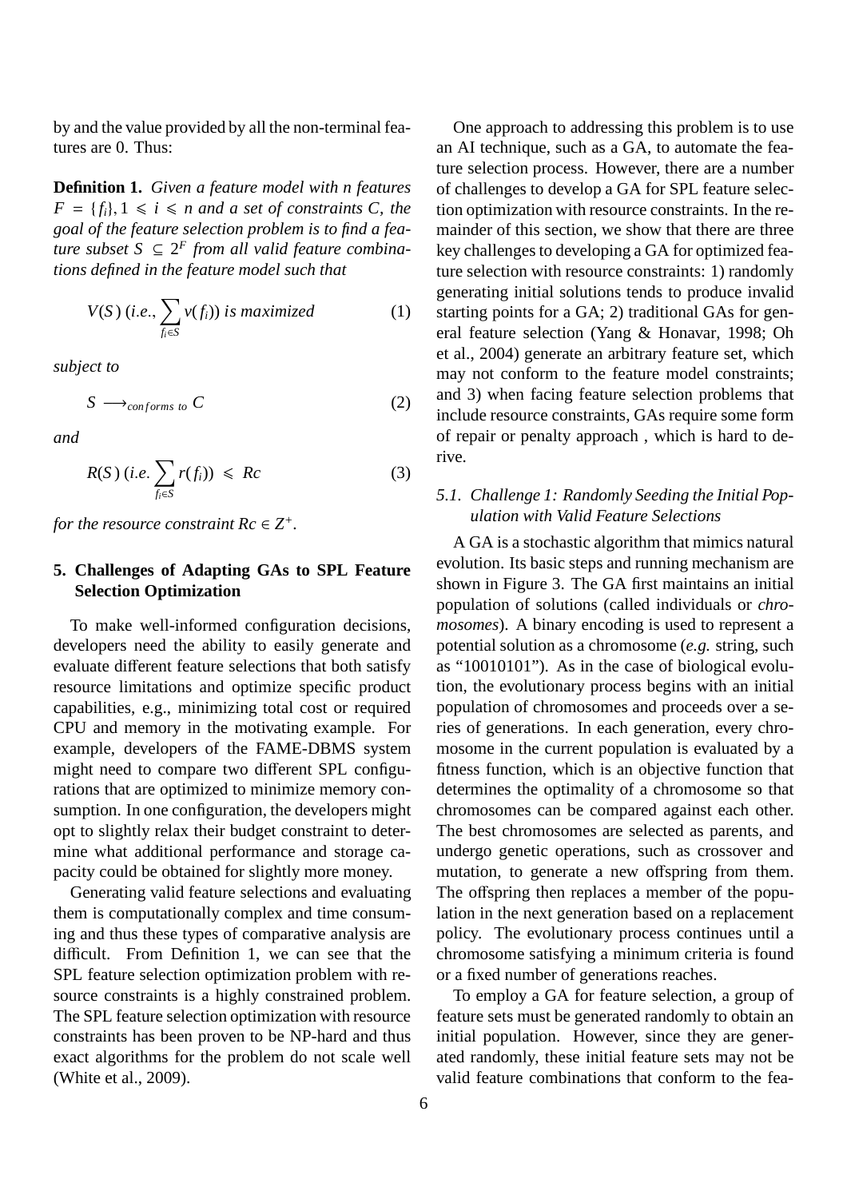by and the value provided by all the non-terminal features are 0. Thus:

**Definition 1.** *Given a feature model with n features $F = \{f_i\}, 1 \leqslant i \leqslant n$ and a set of constraints C, the goal of the feature selection problem is to find a feature subset $S \subseteq 2^F$ from all valid feature combinations defined in the feature model such that*

$$V(S)\ (i.e., \sum_{f_i \in S} v(f_i))\ \textit{is maximized} \tag{1}$$

*subject to*

$$S \longrightarrow_{conforms\ to}\ C \tag{2}$$

*and*

$$R(S)\ (i.e.\ \sum_{f_i \in S} r(f_i))\ \leqslant\ Rc \tag{3}$$

*for the resource constraint $Rc \in Z^+$.*

## 5. Challenges of Adapting GAs to SPL Feature Selection Optimization

To make well-informed configuration decisions, developers need the ability to easily generate and evaluate different feature selections that both satisfy resource limitations and optimize specific product capabilities, e.g., minimizing total cost or required CPU and memory in the motivating example. For example, developers of the FAME-DBMS system might need to compare two different SPL configurations that are optimized to minimize memory consumption. In one configuration, the developers might opt to slightly relax their budget constraint to determine what additional performance and storage capacity could be obtained for slightly more money.

Generating valid feature selections and evaluating them is computationally complex and time consuming and thus these types of comparative analysis are difficult. From Definition 1, we can see that the SPL feature selection optimization problem with resource constraints is a highly constrained problem. The SPL feature selection optimization with resource constraints has been proven to be NP-hard and thus exact algorithms for the problem do not scale well (White et al., 2009).

One approach to addressing this problem is to use an AI technique, such as a GA, to automate the feature selection process. However, there are a number of challenges to develop a GA for SPL feature selection optimization with resource constraints. In the remainder of this section, we show that there are three key challenges to developing a GA for optimized feature selection with resource constraints: 1) randomly generating initial solutions tends to produce invalid starting points for a GA; 2) traditional GAs for general feature selection (Yang & Honavar, 1998; Oh et al., 2004) generate an arbitrary feature set, which may not conform to the feature model constraints; and 3) when facing feature selection problems that include resource constraints, GAs require some form of repair or penalty approach , which is hard to derive.

### 5.1. Challenge 1: Randomly Seeding the Initial Population with Valid Feature Selections

A GA is a stochastic algorithm that mimics natural evolution. Its basic steps and running mechanism are shown in Figure 3. The GA first maintains an initial population of solutions (called individuals or *chromosomes*). A binary encoding is used to represent a potential solution as a chromosome (*e.g.* string, such as "10010101"). As in the case of biological evolution, the evolutionary process begins with an initial population of chromosomes and proceeds over a series of generations. In each generation, every chromosome in the current population is evaluated by a fitness function, which is an objective function that determines the optimality of a chromosome so that chromosomes can be compared against each other. The best chromosomes are selected as parents, and undergo genetic operations, such as crossover and mutation, to generate a new offspring from them. The offspring then replaces a member of the population in the next generation based on a replacement policy. The evolutionary process continues until a chromosome satisfying a minimum criteria is found or a fixed number of generations reaches.

To employ a GA for feature selection, a group of feature sets must be generated randomly to obtain an initial population. However, since they are generated randomly, these initial feature sets may not be valid feature combinations that conform to the fea-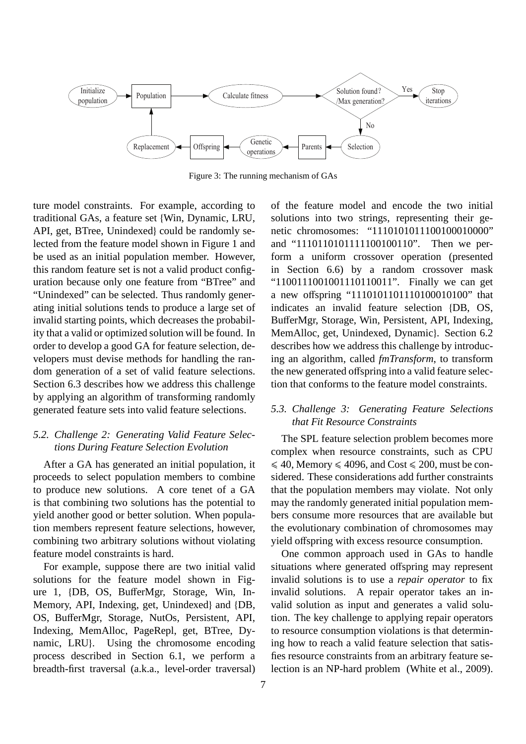Figure 3: The running mechanism of GAs

ture model constraints. For example, according to traditional GAs, a feature set {Win, Dynamic, LRU, API, get, BTree, Unindexed} could be randomly selected from the feature model shown in Figure 1 and be used as an initial population member. However, this random feature set is not a valid product configuration because only one feature from "BTree" and "Unindexed" can be selected. Thus randomly generating initial solutions tends to produce a large set of invalid starting points, which decreases the probability that a valid or optimized solution will be found. In order to develop a good GA for feature selection, developers must devise methods for handling the random generation of a set of valid feature selections. Section 6.3 describes how we address this challenge by applying an algorithm of transforming randomly generated feature sets into valid feature selections.

### *5.2. Challenge 2: Generating Valid Feature Selections During Feature Selection Evolution*

After a GA has generated an initial population, it proceeds to select population members to combine to produce new solutions. A core tenet of a GA is that combining two solutions has the potential to yield another good or better solution. When population members represent feature selections, however, combining two arbitrary solutions without violating feature model constraints is hard.

For example, suppose there are two initial valid solutions for the feature model shown in Figure 1, {DB, OS, BufferMgr, Storage, Win, InMemory, API, Indexing, get, Unindexed} and {DB, OS, BufferMgr, Storage, NutOs, Persistent, API, Indexing, MemAlloc, PageRepl, get, BTree, Dynamic, LRU}. Using the chromosome encoding process described in Section 6.1, we perform a breadth-first traversal (a.k.a., level-order traversal) of the feature model and encode the two initial solutions into two strings, representing their genetic chromosomes: "11101010111001000100000" and "11101101011111001001110". Then we perform a uniform crossover operation (presented in Section 6.6) by a random crossover mask "11001110010011101100111". Finally we can get a new offspring "11101011011101000101000" that indicates an invalid feature selection {DB, OS, BufferMgr, Storage, Win, Persistent, API, Indexing, MemAlloc, get, Unindexed, Dynamic}. Section 6.2 describes how we address this challenge by introducing an algorithm, called *fmTransform*, to transform the new generated offspring into a valid feature selection that conforms to the feature model constraints.

### *5.3. Challenge 3: Generating Feature Selections that Fit Resource Constraints*

The SPL feature selection problem becomes more complex when resource constraints, such as CPU $\leqslant 40$, Memory $\leqslant 4096$, and Cost $\leqslant 200$, must be considered. These considerations add further constraints that the population members may violate. Not only may the randomly generated initial population members consume more resources that are available but the evolutionary combination of chromosomes may yield offspring with excess resource consumption.

One common approach used in GAs to handle situations where generated offspring may represent invalid solutions is to use a *repair operator* to fix invalid solutions. A repair operator takes an invalid solution as input and generates a valid solution. The key challenge to applying repair operators to resource consumption violations is that determining how to reach a valid feature selection that satisfies resource constraints from an arbitrary feature selection is an NP-hard problem (White et al., 2009).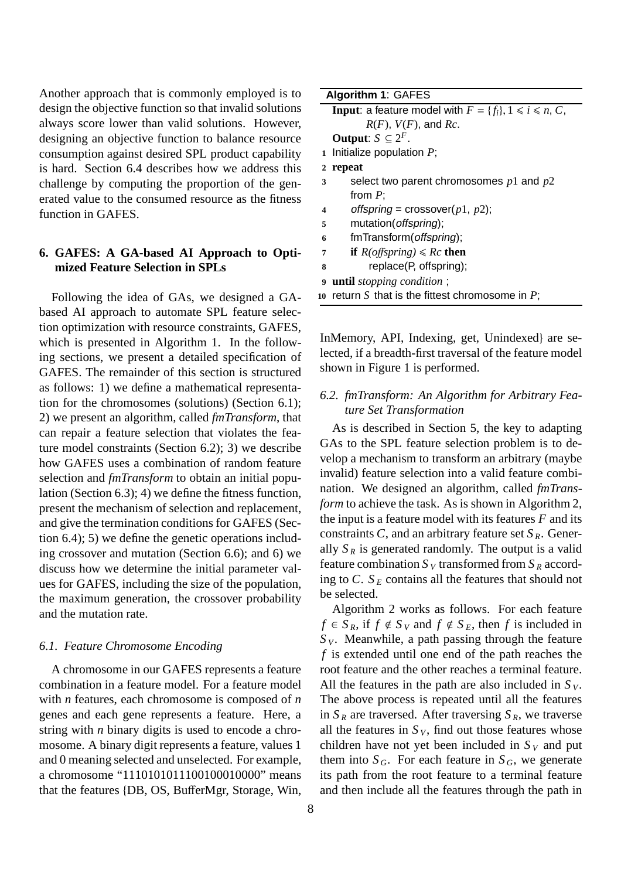Another approach that is commonly employed is to design the objective function so that invalid solutions always score lower than valid solutions. However, designing an objective function to balance resource consumption against desired SPL product capability is hard. Section 6.4 describes how we address this challenge by computing the proportion of the generated value to the consumed resource as the fitness function in GAFES.

## 6. GAFES: A GA-based AI Approach to Optimized Feature Selection in SPLs

Following the idea of GAs, we designed a GA-based AI approach to automate SPL feature selection optimization with resource constraints, GAFES, which is presented in Algorithm 1. In the following sections, we present a detailed specification of GAFES. The remainder of this section is structured as follows: 1) we define a mathematical representation for the chromosomes (solutions) (Section 6.1); 2) we present an algorithm, called *fmTransform*, that can repair a feature selection that violates the feature model constraints (Section 6.2); 3) we describe how GAFES uses a combination of random feature selection and *fmTransform* to obtain an initial population (Section 6.3); 4) we define the fitness function, present the mechanism of selection and replacement, and give the termination conditions for GAFES (Section 6.4); 5) we define the genetic operations including crossover and mutation (Section 6.6); and 6) we discuss how we determine the initial parameter values for GAFES, including the size of the population, the maximum generation, the crossover probability and the mutation rate.

### 6.1. Feature Chromosome Encoding

A chromosome in our GAFES represents a feature combination in a feature model. For a feature model with $n$ features, each chromosome is composed of $n$ genes and each gene represents a feature. Here, a string with $n$ binary digits is used to encode a chromosome. A binary digit represents a feature, values 1 and 0 meaning selected and unselected. For example, a chromosome "1110101011100100010000" means that the features {DB, OS, BufferMgr, Storage, Win, InMemory, API, Indexing, get, Unindexed} are selected, if a breadth-first traversal of the feature model shown in Figure 1 is performed.

```
Algorithm 1: GAFES
Input: a feature model with F = {f_i}, 1 ⩽ i ⩽ n, C,
       R(F), V(F), and Rc.
Output: S ⊆ 2^F.
1  Initialize population P;
2  repeat
3      select two parent chromosomes p1 and p2
       from P;
4      offspring = crossover(p1, p2);
5      mutation(offspring);
6      fmTransform(offspring);
7      if R(offspring) ⩽ Rc then
8          replace(P, offspring);
9  until stopping condition ;
10 return S that is the fittest chromosome in P;
```

### 6.2. fmTransform: An Algorithm for Arbitrary Feature Set Transformation

As is described in Section 5, the key to adapting GAs to the SPL feature selection problem is to develop a mechanism to transform an arbitrary (maybe invalid) feature selection into a valid feature combination. We designed an algorithm, called *fmTransform* to achieve the task. As is shown in Algorithm 2, the input is a feature model with its features $F$ and its constraints $C$, and an arbitrary feature set $S_R$. Generally $S_R$ is generated randomly. The output is a valid feature combination $S_V$ transformed from $S_R$ according to $C$. $S_E$ contains all the features that should not be selected.

Algorithm 2 works as follows. For each feature $f \in S_R$, if $f \notin S_V$ and $f \notin S_E$, then $f$ is included in $S_V$. Meanwhile, a path passing through the feature $f$ is extended until one end of the path reaches the root feature and the other reaches a terminal feature. All the features in the path are also included in $S_V$. The above process is repeated until all the features in $S_R$ are traversed. After traversing $S_R$, we traverse all the features in $S_V$, find out those features whose children have not yet been included in $S_V$ and put them into $S_G$. For each feature in $S_G$, we generate its path from the root feature to a terminal feature and then include all the features through the path in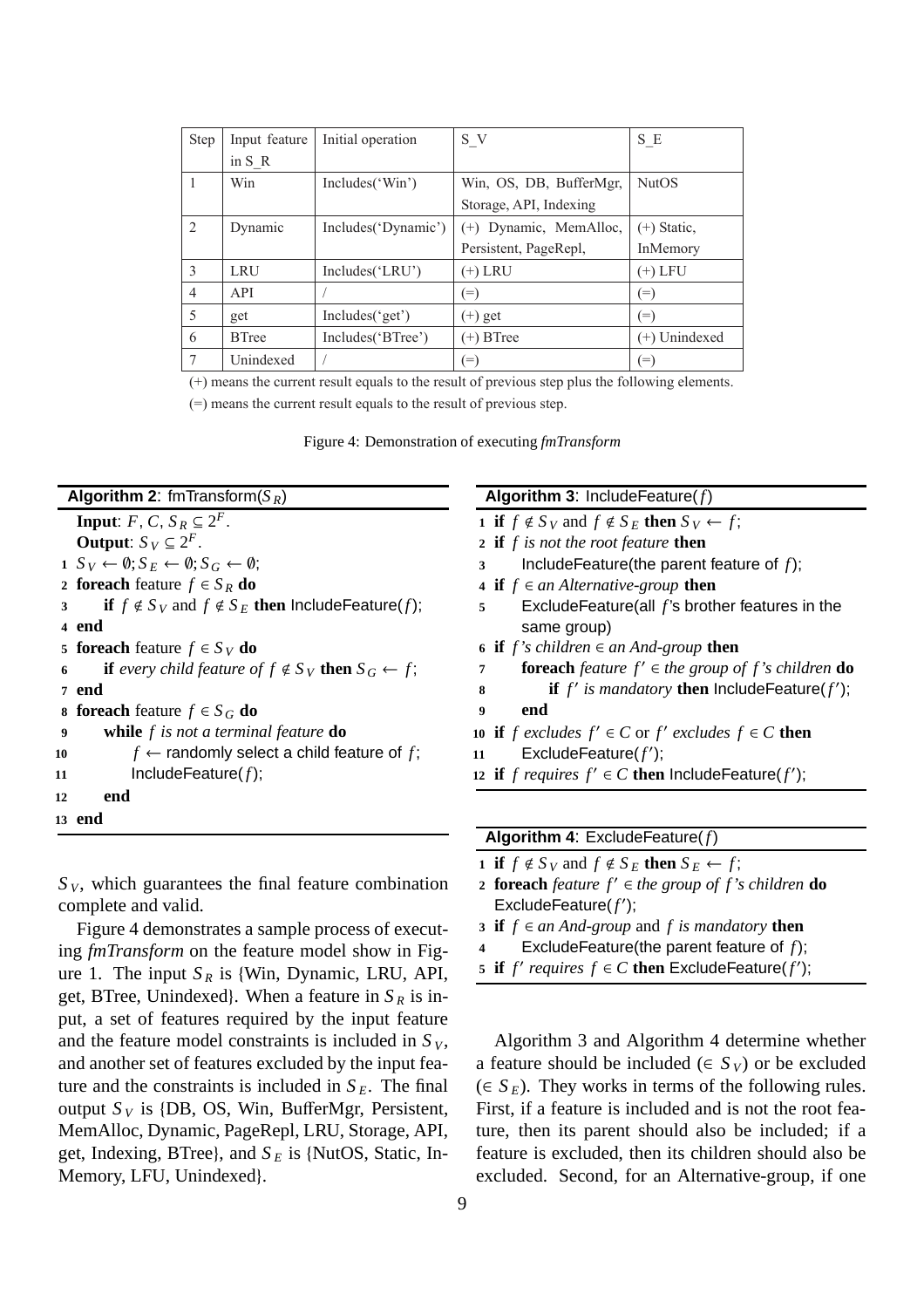| Step | Input feature in S_R | Initial operation | S_V | S_E |
|---|---|---|---|---|
| 1 | Win | Includes('Win') | Win, OS, DB, BufferMgr, Storage, API, Indexing | NutOS |
| 2 | Dynamic | Includes('Dynamic') | (+) Dynamic, MemAlloc, Persistent, PageRepl, | (+) Static, InMemory |
| 3 | LRU | Includes('LRU') | (+) LRU | (+) LFU |
| 4 | API | / | (=) | (=) |
| 5 | get | Includes('get') | (+) get | (=) |
| 6 | BTree | Includes('BTree') | (+) BTree | (+) Unindexed |
| 7 | Unindexed | / | (=) | (=) |

(+) means the current result equals to the result of previous step plus the following elements.

(=) means the current result equals to the result of previous step.

Figure 4: Demonstration of executing *fmTransform*

**Algorithm 2**: fmTransform($S_R$)

```
   Input: F, C, S_R ⊆ 2^F.
   Output: S_V ⊆ 2^F.
 1 S_V ← ∅; S_E ← ∅; S_G ← ∅;
 2 foreach feature f ∈ S_R do
 3     if f ∉ S_V and f ∉ S_E then IncludeFeature(f);
 4 end
 5 foreach feature f ∈ S_V do
 6     if every child feature of f ∉ S_V then S_G ← f;
 7 end
 8 foreach feature f ∈ S_G do
 9     while f is not a terminal feature do
10         f ← randomly select a child feature of f;
11         IncludeFeature(f);
12     end
13 end
```

**Algorithm 3**: IncludeFeature($f$)

```
 1 if f ∉ S_V and f ∉ S_E then S_V ← f;
 2 if f is not the root feature then
 3     IncludeFeature(the parent feature of f);
 4 if f ∈ an Alternative-group then
 5     ExcludeFeature(all f's brother features in the
       same group)
 6 if f's children ∈ an And-group then
 7     foreach feature f' ∈ the group of f's children do
 8         if f' is mandatory then IncludeFeature(f');
 9     end
10 if f excludes f' ∈ C or f' excludes f ∈ C then
11     ExcludeFeature(f');
12 if f requires f' ∈ C then IncludeFeature(f');
```

**Algorithm 4**: ExcludeFeature($f$)

```
 1 if f ∉ S_V and f ∉ S_E then S_E ← f;
 2 foreach feature f' ∈ the group of f's children do
   ExcludeFeature(f');
 3 if f ∈ an And-group and f is mandatory then
 4     ExcludeFeature(the parent feature of f);
 5 if f' requires f ∈ C then ExcludeFeature(f');
```

$S_V$, which guarantees the final feature combination complete and valid.

Figure 4 demonstrates a sample process of executing *fmTransform* on the feature model show in Figure 1. The input $S_R$ is {Win, Dynamic, LRU, API, get, BTree, Unindexed}. When a feature in $S_R$ is input, a set of features required by the input feature and the feature model constraints is included in $S_V$, and another set of features excluded by the input feature and the constraints is included in $S_E$. The final output $S_V$ is {DB, OS, Win, BufferMgr, Persistent, MemAlloc, Dynamic, PageRepl, LRU, Storage, API, get, Indexing, BTree}, and $S_E$ is {NutOS, Static, InMemory, LFU, Unindexed}.

Algorithm 3 and Algorithm 4 determine whether a feature should be included ($\in S_V$) or be excluded ($\in S_E$). They works in terms of the following rules. First, if a feature is included and is not the root feature, then its parent should also be included; if a feature is excluded, then its children should also be excluded. Second, for an Alternative-group, if one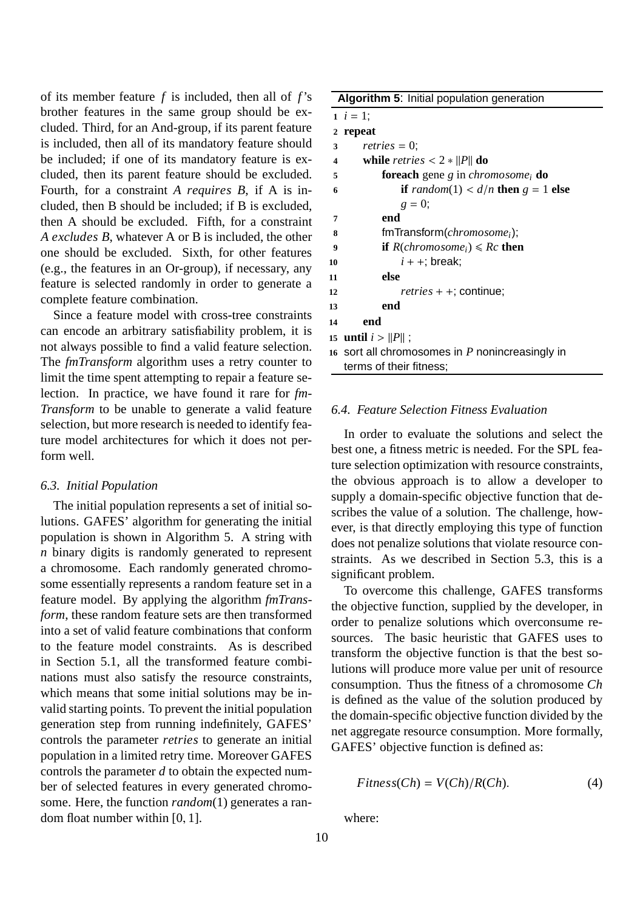of its member feature $f$ is included, then all of $f$'s brother features in the same group should be excluded. Third, for an And-group, if its parent feature is included, then all of its mandatory feature should be included; if one of its mandatory feature is excluded, then its parent feature should be excluded. Fourth, for a constraint *A requires B*, if A is included, then B should be included; if B is excluded, then A should be excluded. Fifth, for a constraint *A excludes B*, whatever A or B is included, the other one should be excluded. Sixth, for other features (e.g., the features in an Or-group), if necessary, any feature is selected randomly in order to generate a complete feature combination.

Since a feature model with cross-tree constraints can encode an arbitrary satisfiability problem, it is not always possible to find a valid feature selection. The *fmTransform* algorithm uses a retry counter to limit the time spent attempting to repair a feature selection. In practice, we have found it rare for *fmTransform* to be unable to generate a valid feature selection, but more research is needed to identify feature model architectures for which it does not perform well.

### *6.3. Initial Population*

The initial population represents a set of initial solutions. GAFES' algorithm for generating the initial population is shown in Algorithm 5. A string with $n$ binary digits is randomly generated to represent a chromosome. Each randomly generated chromosome essentially represents a random feature set in a feature model. By applying the algorithm *fmTransform*, these random feature sets are then transformed into a set of valid feature combinations that conform to the feature model constraints. As is described in Section 5.1, all the transformed feature combinations must also satisfy the resource constraints, which means that some initial solutions may be invalid starting points. To prevent the initial population generation step from running indefinitely, GAFES' controls the parameter *retries* to generate an initial population in a limited retry time. Moreover GAFES controls the parameter $d$ to obtain the expected number of selected features in every generated chromosome. Here, the function $random(1)$ generates a random float number within $[0, 1]$.

**Algorithm 5**: Initial population generation

```
1  i = 1;
2  repeat
3      retries = 0;
4      while retries < 2 * ||P|| do
5          foreach gene g in chromosome_i do
6              if random(1) < d/n then g = 1 else
                   g = 0;
7          end
8          fmTransform(chromosome_i);
9          if R(chromosome_i) ⩽ Rc then
10             i++; break;
11         else
12             retries++; continue;
13         end
14     end
15 until i > ||P|| ;
16 sort all chromosomes in P nonincreasingly in
   terms of their fitness;
```

### *6.4. Feature Selection Fitness Evaluation*

In order to evaluate the solutions and select the best one, a fitness metric is needed. For the SPL feature selection optimization with resource constraints, the obvious approach is to allow a developer to supply a domain-specific objective function that describes the value of a solution. The challenge, however, is that directly employing this type of function does not penalize solutions that violate resource constraints. As we described in Section 5.3, this is a significant problem.

To overcome this challenge, GAFES transforms the objective function, supplied by the developer, in order to penalize solutions which overconsume resources. The basic heuristic that GAFES uses to transform the objective function is that the best solutions will produce more value per unit of resource consumption. Thus the fitness of a chromosome $Ch$ is defined as the value of the solution produced by the domain-specific objective function divided by the net aggregate resource consumption. More formally, GAFES' objective function is defined as:

$$Fitness(Ch) = V(Ch)/R(Ch). \tag{4}$$

where: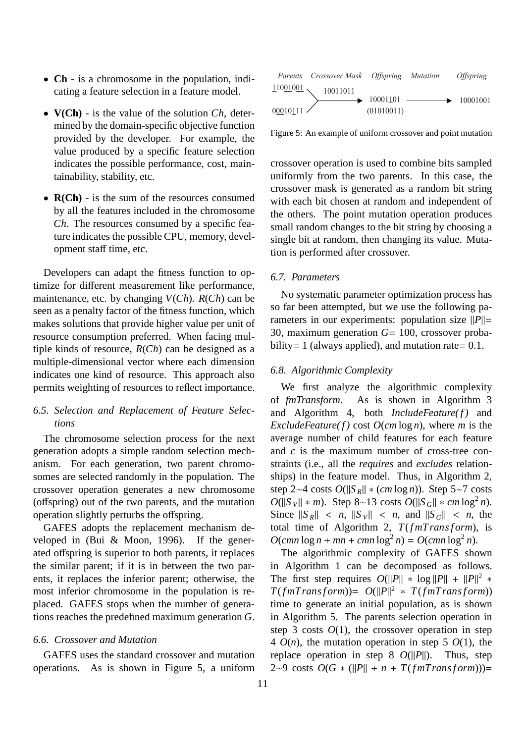- **Ch** - is a chromosome in the population, indicating a feature selection in a feature model.
- **V(Ch)** - is the value of the solution *Ch*, determined by the domain-specific objective function provided by the developer. For example, the value produced by a specific feature selection indicates the possible performance, cost, maintainability, stability, etc.
- **R(Ch)** - is the sum of the resources consumed by all the features included in the chromosome *Ch*. The resources consumed by a specific feature indicates the possible CPU, memory, development staff time, etc.

Developers can adapt the fitness function to optimize for different measurement like performance, maintenance, etc. by changing $V(Ch)$. $R(Ch)$ can be seen as a penalty factor of the fitness function, which makes solutions that provide higher value per unit of resource consumption preferred. When facing multiple kinds of resource, $R(Ch)$ can be designed as a multiple-dimensional vector where each dimension indicates one kind of resource. This approach also permits weighting of resources to reflect importance.

### 6.5. Selection and Replacement of Feature Selections

The chromosome selection process for the next generation adopts a simple random selection mechanism. For each generation, two parent chromosomes are selected randomly in the population. The crossover operation generates a new chromosome (offspring) out of the two parents, and the mutation operation slightly perturbs the offspring.

GAFES adopts the replacement mechanism developed in (Bui & Moon, 1996). If the generated offspring is superior to both parents, it replaces the similar parent; if it is in between the two parents, it replaces the inferior parent; otherwise, the most inferior chromosome in the population is replaced. GAFES stops when the number of generations reaches the predefined maximum generation $G$.

### 6.6. Crossover and Mutation

GAFES uses the standard crossover and mutation operations. As is shown in Figure 5, a uniform crossover operation is used to combine bits sampled uniformly from the two parents. In this case, the crossover mask is generated as a random bit string with each bit chosen at random and independent of the others. The point mutation operation produces small random changes to the bit string by choosing a single bit at random, then changing its value. Mutation is performed after crossover.

| *Parents* | *Crossover Mask* | *Offspring* | *Mutation* | *Offspring* |
|---|---|---|---|---|
| 11001001 | 10011011 | 10001101 | → | 10001001 |
| 00010111 | | (01010011) | | |

Figure 5: An example of uniform crossover and point mutation

### 6.7. Parameters

No systematic parameter optimization process has so far been attempted, but we use the following parameters in our experiments: population size $\|P\|$= 30, maximum generation $G$= 100, crossover probability= 1 (always applied), and mutation rate= 0.1.

### 6.8. Algorithmic Complexity

We first analyze the algorithmic complexity of *fmTransform*. As is shown in Algorithm 3 and Algorithm 4, both *IncludeFeature(f)* and *ExcludeFeature(f)* cost $O(cm\log n)$, where $m$ is the average number of child features for each feature and $c$ is the maximum number of cross-tree constraints (i.e., all the *requires* and *excludes* relationships) in the feature model. Thus, in Algorithm 2, step 2~4 costs $O(\|S_R\| * (cm\log n))$. Step 5~7 costs $O(\|S_V\| * m)$. Step 8~13 costs $O(\|S_G\| * cm\log^2 n)$. Since $\|S_R\| < n$, $\|S_V\| < n$, and $\|S_G\| < n$, the total time of Algorithm 2, $T(fmTransform)$, is $O(cmn\log n + mn + cmn\log^2 n) = O(cmn\log^2 n)$.

The algorithmic complexity of GAFES shown in Algorithm 1 can be decomposed as follows. The first step requires $O(\|P\| * \log\|P\| + \|P\|^2 * T(fmTransform))$= $O(\|P\|^2 * T(fmTransform))$ time to generate an initial population, as is shown in Algorithm 5. The parents selection operation in step 3 costs $O(1)$, the crossover operation in step 4 $O(n)$, the mutation operation in step 5 $O(1)$, the replace operation in step 8 $O(\|P\|)$. Thus, step 2~9 costs $O(G * (\|P\| + n + T(fmTransform)))$=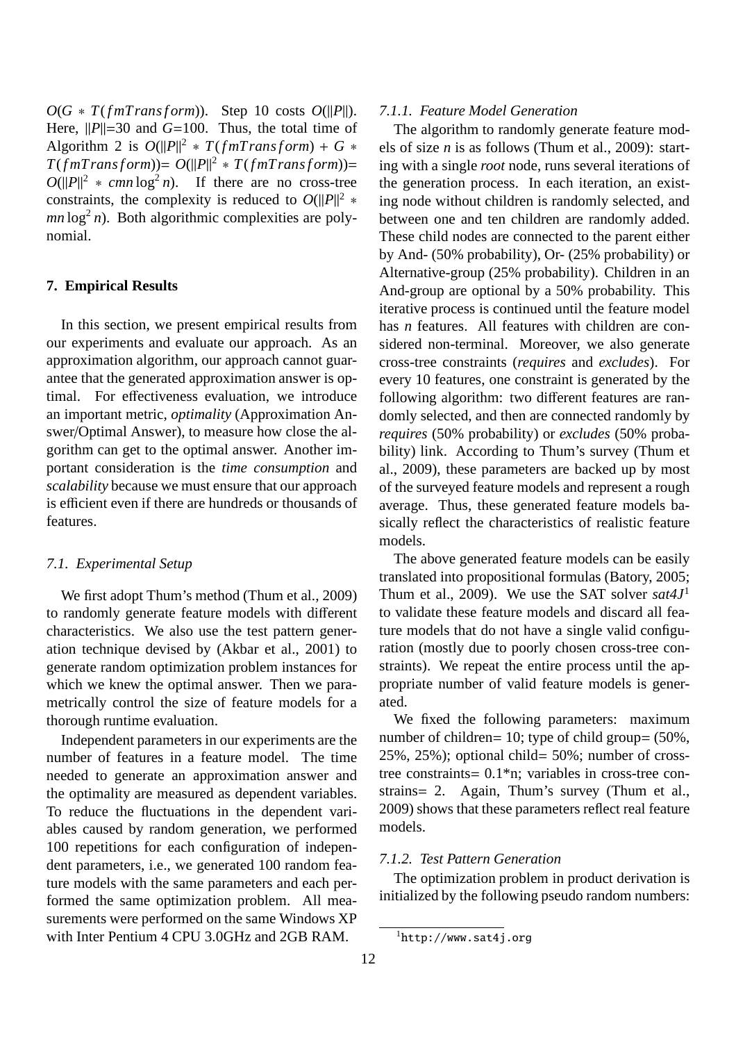$O(G * T(fmTransform))$. Step 10 costs $O(||P||)$. Here, $||P||$=30 and $G$=100. Thus, the total time of Algorithm 2 is $O(||P||^2 * T(fmTransform) + G * T(fmTransform))$= $O(||P||^2 * T(fmTransform))$= $O(||P||^2 * cmn\log^2 n)$. If there are no cross-tree constraints, the complexity is reduced to $O(||P||^2 * mn\log^2 n)$. Both algorithmic complexities are polynomial.

## 7. Empirical Results

In this section, we present empirical results from our experiments and evaluate our approach. As an approximation algorithm, our approach cannot guarantee that the generated approximation answer is optimal. For effectiveness evaluation, we introduce an important metric, *optimality* (Approximation Answer/Optimal Answer), to measure how close the algorithm can get to the optimal answer. Another important consideration is the *time consumption* and *scalability* because we must ensure that our approach is efficient even if there are hundreds or thousands of features.

### 7.1. Experimental Setup

We first adopt Thum's method (Thum et al., 2009) to randomly generate feature models with different characteristics. We also use the test pattern generation technique devised by (Akbar et al., 2001) to generate random optimization problem instances for which we knew the optimal answer. Then we parametrically control the size of feature models for a thorough runtime evaluation.

Independent parameters in our experiments are the number of features in a feature model. The time needed to generate an approximation answer and the optimality are measured as dependent variables. To reduce the fluctuations in the dependent variables caused by random generation, we performed 100 repetitions for each configuration of independent parameters, i.e., we generated 100 random feature models with the same parameters and each performed the same optimization problem. All measurements were performed on the same Windows XP with Inter Pentium 4 CPU 3.0GHz and 2GB RAM.

#### 7.1.1. Feature Model Generation

The algorithm to randomly generate feature models of size $n$ is as follows (Thum et al., 2009): starting with a single *root* node, runs several iterations of the generation process. In each iteration, an existing node without children is randomly selected, and between one and ten children are randomly added. These child nodes are connected to the parent either by And- (50% probability), Or- (25% probability) or Alternative-group (25% probability). Children in an And-group are optional by a 50% probability. This iterative process is continued until the feature model has $n$ features. All features with children are considered non-terminal. Moreover, we also generate cross-tree constraints (*requires* and *excludes*). For every 10 features, one constraint is generated by the following algorithm: two different features are randomly selected, and then are connected randomly by *requires* (50% probability) or *excludes* (50% probability) link. According to Thum's survey (Thum et al., 2009), these parameters are backed up by most of the surveyed feature models and represent a rough average. Thus, these generated feature models basically reflect the characteristics of realistic feature models.

The above generated feature models can be easily translated into propositional formulas (Batory, 2005; Thum et al., 2009). We use the SAT solver *sat4J*[1] to validate these feature models and discard all feature models that do not have a single valid configuration (mostly due to poorly chosen cross-tree constraints). We repeat the entire process until the appropriate number of valid feature models is generated.

We fixed the following parameters: maximum number of children= 10; type of child group= (50%, 25%, 25%); optional child= 50%; number of cross-tree constraints= 0.1*n; variables in cross-tree constrains= 2. Again, Thum's survey (Thum et al., 2009) shows that these parameters reflect real feature models.

#### 7.1.2. Test Pattern Generation

The optimization problem in product derivation is initialized by the following pseudo random numbers:

[1] http://www.sat4j.org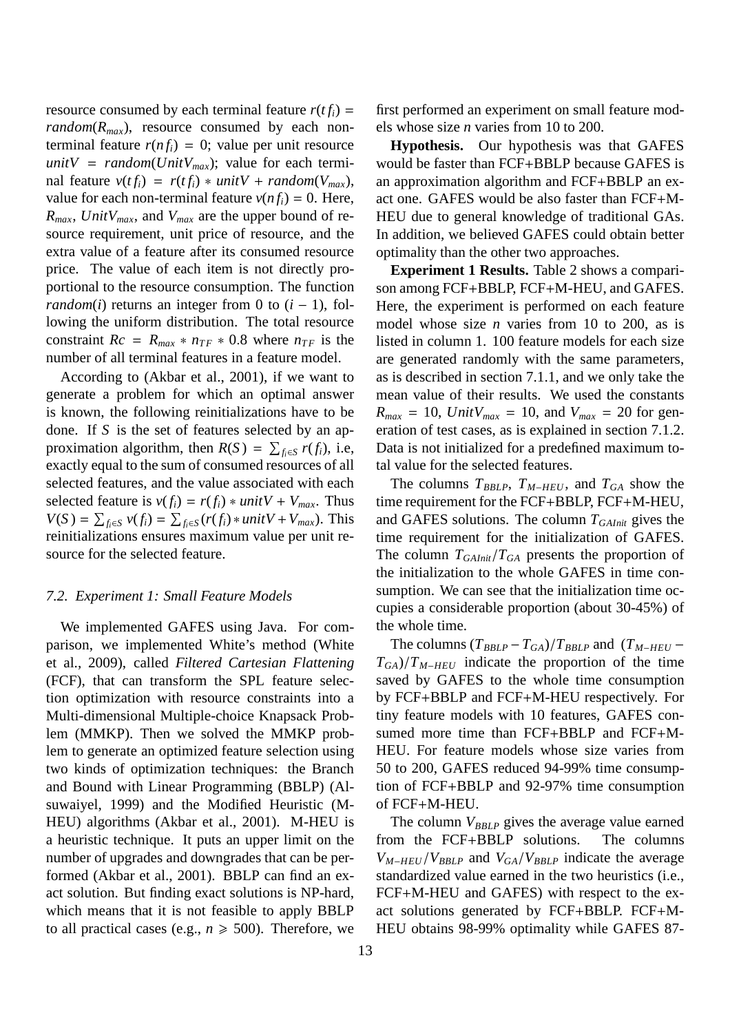resource consumed by each terminal feature $r(tf_i) = random(R_{max})$, resource consumed by each non-terminal feature $r(nf_i) = 0$; value per unit resource $unitV = random(UnitV_{max})$; value for each terminal feature $v(tf_i) = r(tf_i) * unitV + random(V_{max})$, value for each non-terminal feature $v(nf_i) = 0$. Here, $R_{max}$, $UnitV_{max}$, and $V_{max}$ are the upper bound of resource requirement, unit price of resource, and the extra value of a feature after its consumed resource price. The value of each item is not directly proportional to the resource consumption. The function $random(i)$ returns an integer from 0 to $(i-1)$, following the uniform distribution. The total resource constraint $Rc = R_{max} * n_{TF} * 0.8$ where $n_{TF}$ is the number of all terminal features in a feature model.

According to (Akbar et al., 2001), if we want to generate a problem for which an optimal answer is known, the following reinitializations have to be done. If $S$ is the set of features selected by an approximation algorithm, then $R(S) = \sum_{f_i \in S} r(f_i)$, i.e, exactly equal to the sum of consumed resources of all selected features, and the value associated with each selected feature is $v(f_i) = r(f_i) * unitV + V_{max}$. Thus $V(S) = \sum_{f_i \in S} v(f_i) = \sum_{f_i \in S} (r(f_i) * unitV + V_{max})$. This reinitializations ensures maximum value per unit resource for the selected feature.

### 7.2. Experiment 1: Small Feature Models

We implemented GAFES using Java. For comparison, we implemented White's method (White et al., 2009), called *Filtered Cartesian Flattening* (FCF), that can transform the SPL feature selection optimization with resource constraints into a Multi-dimensional Multiple-choice Knapsack Problem (MMKP). Then we solved the MMKP problem to generate an optimized feature selection using two kinds of optimization techniques: the Branch and Bound with Linear Programming (BBLP) (Alsuwaiyel, 1999) and the Modified Heuristic (M-HEU) algorithms (Akbar et al., 2001). M-HEU is a heuristic technique. It puts an upper limit on the number of upgrades and downgrades that can be performed (Akbar et al., 2001). BBLP can find an exact solution. But finding exact solutions is NP-hard, which means that it is not feasible to apply BBLP to all practical cases (e.g., $n \geqslant 500$). Therefore, we first performed an experiment on small feature models whose size $n$ varies from 10 to 200.

**Hypothesis.** Our hypothesis was that GAFES would be faster than FCF+BBLP because GAFES is an approximation algorithm and FCF+BBLP an exact one. GAFES would be also faster than FCF+M-HEU due to general knowledge of traditional GAs. In addition, we believed GAFES could obtain better optimality than the other two approaches.

**Experiment 1 Results.** Table 2 shows a comparison among FCF+BBLP, FCF+M-HEU, and GAFES. Here, the experiment is performed on each feature model whose size $n$ varies from 10 to 200, as is listed in column 1. 100 feature models for each size are generated randomly with the same parameters, as is described in section 7.1.1, and we only take the mean value of their results. We used the constants $R_{max} = 10$, $UnitV_{max} = 10$, and $V_{max} = 20$ for generation of test cases, as is explained in section 7.1.2. Data is not initialized for a predefined maximum total value for the selected features.

The columns $T_{BBLP}$, $T_{M-HEU}$, and $T_{GA}$ show the time requirement for the FCF+BBLP, FCF+M-HEU, and GAFES solutions. The column $T_{GAInit}$ gives the time requirement for the initialization of GAFES. The column $T_{GAInit}/T_{GA}$ presents the proportion of the initialization to the whole GAFES in time consumption. We can see that the initialization time occupies a considerable proportion (about 30-45%) of the whole time.

The columns $(T_{BBLP} - T_{GA})/T_{BBLP}$ and $(T_{M-HEU} - T_{GA})/T_{M-HEU}$ indicate the proportion of the time saved by GAFES to the whole time consumption by FCF+BBLP and FCF+M-HEU respectively. For tiny feature models with 10 features, GAFES consumed more time than FCF+BBLP and FCF+M-HEU. For feature models whose size varies from 50 to 200, GAFES reduced 94-99% time consumption of FCF+BBLP and 92-97% time consumption of FCF+M-HEU.

The column $V_{BBLP}$ gives the average value earned from the FCF+BBLP solutions. The columns $V_{M-HEU}/V_{BBLP}$ and $V_{GA}/V_{BBLP}$ indicate the average standardized value earned in the two heuristics (i.e., FCF+M-HEU and GAFES) with respect to the exact solutions generated by FCF+BBLP. FCF+M-HEU obtains 98-99% optimality while GAFES 87-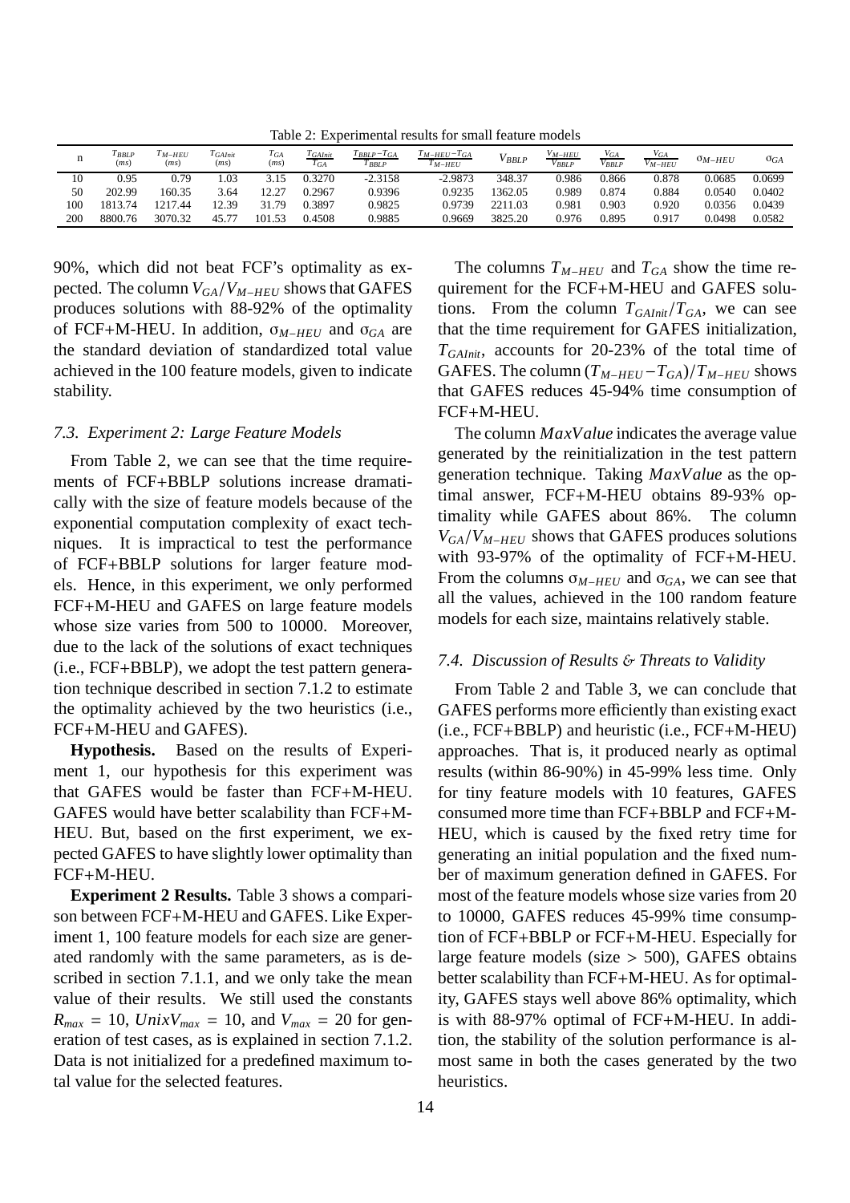Table 2: Experimental results for small feature models

| n | $T_{BBLP}$ (ms) | $T_{M-HEU}$ (ms) | $T_{GAInit}$ (ms) | $T_{GA}$ (ms) | $\frac{T_{GAInit}}{T_{GA}}$ | $\frac{T_{BBLP}-T_{GA}}{T_{BBLP}}$ | $\frac{T_{M-HEU}-T_{GA}}{T_{M-HEU}}$ | $V_{BBLP}$ | $\frac{V_{M-HEU}}{V_{BBLP}}$ | $\frac{V_{GA}}{V_{BBLP}}$ | $\frac{V_{GA}}{V_{M-HEU}}$ | $\sigma_{M-HEU}$ | $\sigma_{GA}$ |
|---|---|---|---|---|---|---|---|---|---|---|---|---|---|
| 10 | 0.95 | 0.79 | 1.03 | 3.15 | 0.3270 | -2.3158 | -2.9873 | 348.37 | 0.986 | 0.866 | 0.878 | 0.0685 | 0.0699 |
| 50 | 202.99 | 160.35 | 3.64 | 12.27 | 0.2967 | 0.9396 | 0.9235 | 1362.05 | 0.989 | 0.874 | 0.884 | 0.0540 | 0.0402 |
| 100 | 1813.74 | 1217.44 | 12.39 | 31.79 | 0.3897 | 0.9825 | 0.9739 | 2211.03 | 0.981 | 0.903 | 0.920 | 0.0356 | 0.0439 |
| 200 | 8800.76 | 3070.32 | 45.77 | 101.53 | 0.4508 | 0.9885 | 0.9669 | 3825.20 | 0.976 | 0.895 | 0.917 | 0.0498 | 0.0582 |

90%, which did not beat FCF's optimality as expected. The column $V_{GA}/V_{M-HEU}$ shows that GAFES produces solutions with 88-92% of the optimality of FCF+M-HEU. In addition, $\sigma_{M-HEU}$ and $\sigma_{GA}$ are the standard deviation of standardized total value achieved in the 100 feature models, given to indicate stability.

### 7.3. Experiment 2: Large Feature Models

From Table 2, we can see that the time requirements of FCF+BBLP solutions increase dramatically with the size of feature models because of the exponential computation complexity of exact techniques. It is impractical to test the performance of FCF+BBLP solutions for larger feature models. Hence, in this experiment, we only performed FCF+M-HEU and GAFES on large feature models whose size varies from 500 to 10000. Moreover, due to the lack of the solutions of exact techniques (i.e., FCF+BBLP), we adopt the test pattern generation technique described in section 7.1.2 to estimate the optimality achieved by the two heuristics (i.e., FCF+M-HEU and GAFES).

**Hypothesis.** Based on the results of Experiment 1, our hypothesis for this experiment was that GAFES would be faster than FCF+M-HEU. GAFES would have better scalability than FCF+M-HEU. But, based on the first experiment, we expected GAFES to have slightly lower optimality than FCF+M-HEU.

**Experiment 2 Results.** Table 3 shows a comparison between FCF+M-HEU and GAFES. Like Experiment 1, 100 feature models for each size are generated randomly with the same parameters, as is described in section 7.1.1, and we only take the mean value of their results. We still used the constants $R_{max} = 10$, $UnixV_{max} = 10$, and $V_{max} = 20$ for generation of test cases, as is explained in section 7.1.2. Data is not initialized for a predefined maximum total value for the selected features.

The columns $T_{M-HEU}$ and $T_{GA}$ show the time requirement for the FCF+M-HEU and GAFES solutions. From the column $T_{GAInit}/T_{GA}$, we can see that the time requirement for GAFES initialization, $T_{GAInit}$, accounts for 20-23% of the total time of GAFES. The column $(T_{M-HEU} - T_{GA})/T_{M-HEU}$ shows that GAFES reduces 45-94% time consumption of FCF+M-HEU.

The column $MaxValue$ indicates the average value generated by the reinitialization in the test pattern generation technique. Taking $MaxValue$ as the optimal answer, FCF+M-HEU obtains 89-93% optimality while GAFES about 86%. The column $V_{GA}/V_{M-HEU}$ shows that GAFES produces solutions with 93-97% of the optimality of FCF+M-HEU. From the columns $\sigma_{M-HEU}$ and $\sigma_{GA}$, we can see that all the values, achieved in the 100 random feature models for each size, maintains relatively stable.

### 7.4. Discussion of Results & Threats to Validity

From Table 2 and Table 3, we can conclude that GAFES performs more efficiently than existing exact (i.e., FCF+BBLP) and heuristic (i.e., FCF+M-HEU) approaches. That is, it produced nearly as optimal results (within 86-90%) in 45-99% less time. Only for tiny feature models with 10 features, GAFES consumed more time than FCF+BBLP and FCF+M-HEU, which is caused by the fixed retry time for generating an initial population and the fixed number of maximum generation defined in GAFES. For most of the feature models whose size varies from 20 to 10000, GAFES reduces 45-99% time consumption of FCF+BBLP or FCF+M-HEU. Especially for large feature models (size > 500), GAFES obtains better scalability than FCF+M-HEU. As for optimality, GAFES stays well above 86% optimality, which is with 88-97% optimal of FCF+M-HEU. In addition, the stability of the solution performance is almost same in both the cases generated by the two heuristics.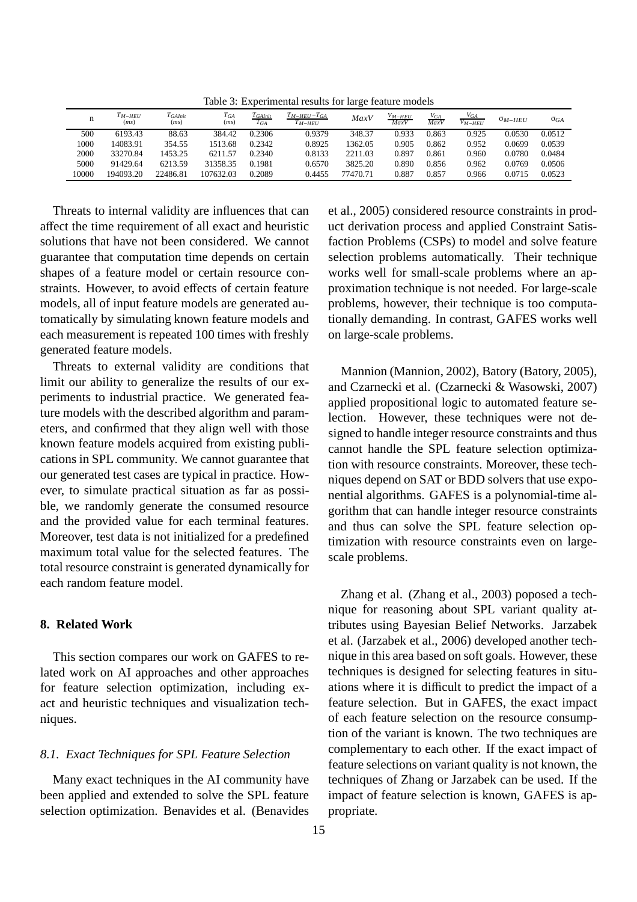Table 3: Experimental results for large feature models

| n | $T_{M-HEU}$ (ms) | $T_{GAInit}$ (ms) | $T_{GA}$ (ms) | $\frac{T_{GAInit}}{T_{GA}}$ | $\frac{T_{M-HEU}-T_{GA}}{T_{M-HEU}}$ | $MaxV$ | $\frac{V_{M-HEU}}{MaxV}$ | $\frac{V_{GA}}{MaxV}$ | $\frac{V_{GA}}{V_{M-HEU}}$ | $\sigma_{M-HEU}$ | $\sigma_{GA}$ |
|---|---|---|---|---|---|---|---|---|---|---|---|
| 500 | 6193.43 | 88.63 | 384.42 | 0.2306 | 0.9379 | 348.37 | 0.933 | 0.863 | 0.925 | 0.0530 | 0.0512 |
| 1000 | 14083.91 | 354.55 | 1513.68 | 0.2342 | 0.8925 | 1362.05 | 0.905 | 0.862 | 0.952 | 0.0699 | 0.0539 |
| 2000 | 33270.84 | 1453.25 | 6211.57 | 0.2340 | 0.8133 | 2211.03 | 0.897 | 0.861 | 0.960 | 0.0780 | 0.0484 |
| 5000 | 91429.64 | 6213.59 | 31358.35 | 0.1981 | 0.6570 | 3825.20 | 0.890 | 0.856 | 0.962 | 0.0769 | 0.0506 |
| 10000 | 194093.20 | 22486.81 | 107632.03 | 0.2089 | 0.4455 | 77470.71 | 0.887 | 0.857 | 0.966 | 0.0715 | 0.0523 |

Threats to internal validity are influences that can affect the time requirement of all exact and heuristic solutions that have not been considered. We cannot guarantee that computation time depends on certain shapes of a feature model or certain resource constraints. However, to avoid effects of certain feature models, all of input feature models are generated automatically by simulating known feature models and each measurement is repeated 100 times with freshly generated feature models.

Threats to external validity are conditions that limit our ability to generalize the results of our experiments to industrial practice. We generated feature models with the described algorithm and parameters, and confirmed that they align well with those known feature models acquired from existing publications in SPL community. We cannot guarantee that our generated test cases are typical in practice. However, to simulate practical situation as far as possible, we randomly generate the consumed resource and the provided value for each terminal features. Moreover, test data is not initialized for a predefined maximum total value for the selected features. The total resource constraint is generated dynamically for each random feature model.

## 8. Related Work

This section compares our work on GAFES to related work on AI approaches and other approaches for feature selection optimization, including exact and heuristic techniques and visualization techniques.

### 8.1. Exact Techniques for SPL Feature Selection

Many exact techniques in the AI community have been applied and extended to solve the SPL feature selection optimization. Benavides et al. (Benavides et al., 2005) considered resource constraints in product derivation process and applied Constraint Satisfaction Problems (CSPs) to model and solve feature selection problems automatically. Their technique works well for small-scale problems where an approximation technique is not needed. For large-scale problems, however, their technique is too computationally demanding. In contrast, GAFES works well on large-scale problems.

Mannion (Mannion, 2002), Batory (Batory, 2005), and Czarnecki et al. (Czarnecki & Wasowski, 2007) applied propositional logic to automated feature selection. However, these techniques were not designed to handle integer resource constraints and thus cannot handle the SPL feature selection optimization with resource constraints. Moreover, these techniques depend on SAT or BDD solvers that use exponential algorithms. GAFES is a polynomial-time algorithm that can handle integer resource constraints and thus can solve the SPL feature selection optimization with resource constraints even on large-scale problems.

Zhang et al. (Zhang et al., 2003) poposed a technique for reasoning about SPL variant quality attributes using Bayesian Belief Networks. Jarzabek et al. (Jarzabek et al., 2006) developed another technique in this area based on soft goals. However, these techniques is designed for selecting features in situations where it is difficult to predict the impact of a feature selection. But in GAFES, the exact impact of each feature selection on the resource consumption of the variant is known. The two techniques are complementary to each other. If the exact impact of feature selections on variant quality is not known, the techniques of Zhang or Jarzabek can be used. If the impact of feature selection is known, GAFES is appropriate.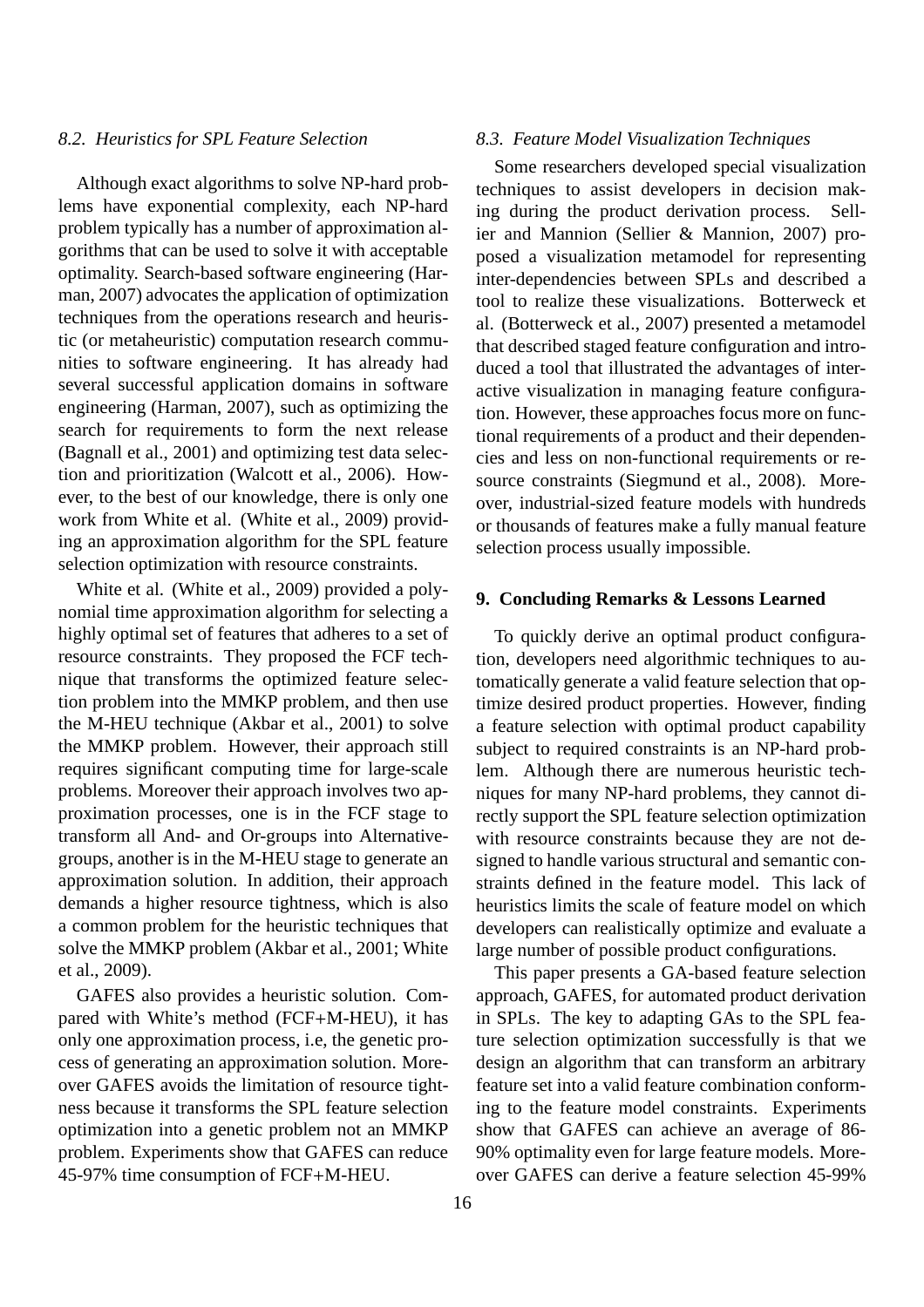### 8.2. Heuristics for SPL Feature Selection

Although exact algorithms to solve NP-hard problems have exponential complexity, each NP-hard problem typically has a number of approximation algorithms that can be used to solve it with acceptable optimality. Search-based software engineering (Harman, 2007) advocates the application of optimization techniques from the operations research and heuristic (or metaheuristic) computation research communities to software engineering. It has already had several successful application domains in software engineering (Harman, 2007), such as optimizing the search for requirements to form the next release (Bagnall et al., 2001) and optimizing test data selection and prioritization (Walcott et al., 2006). However, to the best of our knowledge, there is only one work from White et al. (White et al., 2009) providing an approximation algorithm for the SPL feature selection optimization with resource constraints.

White et al. (White et al., 2009) provided a polynomial time approximation algorithm for selecting a highly optimal set of features that adheres to a set of resource constraints. They proposed the FCF technique that transforms the optimized feature selection problem into the MMKP problem, and then use the M-HEU technique (Akbar et al., 2001) to solve the MMKP problem. However, their approach still requires significant computing time for large-scale problems. Moreover their approach involves two approximation processes, one is in the FCF stage to transform all And- and Or-groups into Alternative-groups, another is in the M-HEU stage to generate an approximation solution. In addition, their approach demands a higher resource tightness, which is also a common problem for the heuristic techniques that solve the MMKP problem (Akbar et al., 2001; White et al., 2009).

GAFES also provides a heuristic solution. Compared with White's method (FCF+M-HEU), it has only one approximation process, i.e, the genetic process of generating an approximation solution. Moreover GAFES avoids the limitation of resource tightness because it transforms the SPL feature selection optimization into a genetic problem not an MMKP problem. Experiments show that GAFES can reduce 45-97% time consumption of FCF+M-HEU.

### 8.3. Feature Model Visualization Techniques

Some researchers developed special visualization techniques to assist developers in decision making during the product derivation process. Sellier and Mannion (Sellier & Mannion, 2007) proposed a visualization metamodel for representing inter-dependencies between SPLs and described a tool to realize these visualizations. Botterweck et al. (Botterweck et al., 2007) presented a metamodel that described staged feature configuration and introduced a tool that illustrated the advantages of interactive visualization in managing feature configuration. However, these approaches focus more on functional requirements of a product and their dependencies and less on non-functional requirements or resource constraints (Siegmund et al., 2008). Moreover, industrial-sized feature models with hundreds or thousands of features make a fully manual feature selection process usually impossible.

## 9. Concluding Remarks & Lessons Learned

To quickly derive an optimal product configuration, developers need algorithmic techniques to automatically generate a valid feature selection that optimize desired product properties. However, finding a feature selection with optimal product capability subject to required constraints is an NP-hard problem. Although there are numerous heuristic techniques for many NP-hard problems, they cannot directly support the SPL feature selection optimization with resource constraints because they are not designed to handle various structural and semantic constraints defined in the feature model. This lack of heuristics limits the scale of feature model on which developers can realistically optimize and evaluate a large number of possible product configurations.

This paper presents a GA-based feature selection approach, GAFES, for automated product derivation in SPLs. The key to adapting GAs to the SPL feature selection optimization successfully is that we design an algorithm that can transform an arbitrary feature set into a valid feature combination conforming to the feature model constraints. Experiments show that GAFES can achieve an average of 86-90% optimality even for large feature models. Moreover GAFES can derive a feature selection 45-99%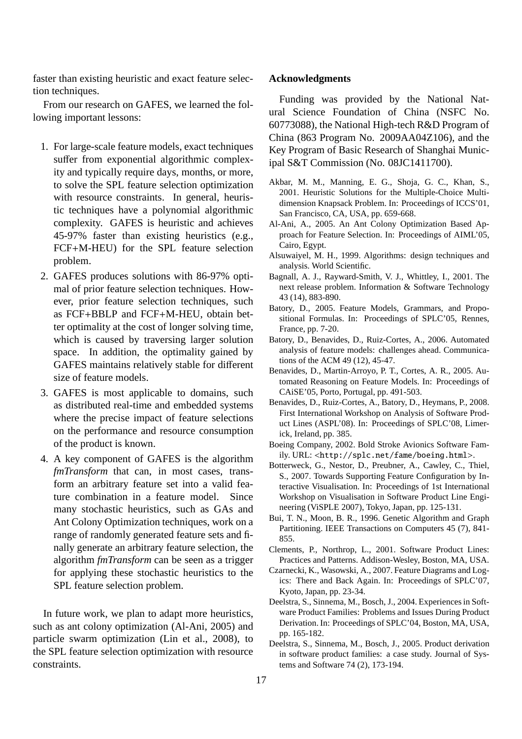faster than existing heuristic and exact feature selection techniques.

From our research on GAFES, we learned the following important lessons:

1. For large-scale feature models, exact techniques suffer from exponential algorithmic complexity and typically require days, months, or more, to solve the SPL feature selection optimization with resource constraints. In general, heuristic techniques have a polynomial algorithmic complexity. GAFES is heuristic and achieves 45-97% faster than existing heuristics (e.g., FCF+M-HEU) for the SPL feature selection problem.
2. GAFES produces solutions with 86-97% optimal of prior feature selection techniques. However, prior feature selection techniques, such as FCF+BBLP and FCF+M-HEU, obtain better optimality at the cost of longer solving time, which is caused by traversing larger solution space. In addition, the optimality gained by GAFES maintains relatively stable for different size of feature models.
3. GAFES is most applicable to domains, such as distributed real-time and embedded systems where the precise impact of feature selections on the performance and resource consumption of the product is known.
4. A key component of GAFES is the algorithm *fmTransform* that can, in most cases, transform an arbitrary feature set into a valid feature combination in a feature model. Since many stochastic heuristics, such as GAs and Ant Colony Optimization techniques, work on a range of randomly generated feature sets and finally generate an arbitrary feature selection, the algorithm *fmTransform* can be seen as a trigger for applying these stochastic heuristics to the SPL feature selection problem.

In future work, we plan to adapt more heuristics, such as ant colony optimization (Al-Ani, 2005) and particle swarm optimization (Lin et al., 2008), to the SPL feature selection optimization with resource constraints.

## Acknowledgments

Funding was provided by the National Natural Science Foundation of China (NSFC No. 60773088), the National High-tech R&D Program of China (863 Program No. 2009AA04Z106), and the Key Program of Basic Research of Shanghai Municipal S&T Commission (No. 08JC1411700).

Akbar, M. M., Manning, E. G., Shoja, G. C., Khan, S., 2001. Heuristic Solutions for the Multiple-Choice Multi-dimension Knapsack Problem. In: Proceedings of ICCS'01, San Francisco, CA, USA, pp. 659-668.

Al-Ani, A., 2005. An Ant Colony Optimization Based Approach for Feature Selection. In: Proceedings of AIML'05, Cairo, Egypt.

Alsuwaiyel, M. H., 1999. Algorithms: design techniques and analysis. World Scientific.

Bagnall, A. J., Rayward-Smith, V. J., Whittley, I., 2001. The next release problem. Information & Software Technology 43 (14), 883-890.

Batory, D., 2005. Feature Models, Grammars, and Propositional Formulas. In: Proceedings of SPLC'05, Rennes, France, pp. 7-20.

Batory, D., Benavides, D., Ruiz-Cortes, A., 2006. Automated analysis of feature models: challenges ahead. Communications of the ACM 49 (12), 45-47.

Benavides, D., Martin-Arroyo, P. T., Cortes, A. R., 2005. Automated Reasoning on Feature Models. In: Proceedings of CAiSE'05, Porto, Portugal, pp. 491-503.

Benavides, D., Ruiz-Cortes, A., Batory, D., Heymans, P., 2008. First International Workshop on Analysis of Software Product Lines (ASPL'08). In: Proceedings of SPLC'08, Limerick, Ireland, pp. 385.

Boeing Company, 2002. Bold Stroke Avionics Software Family. URL: <http://splc.net/fame/boeing.html>.

Botterweck, G., Nestor, D., Preubner, A., Cawley, C., Thiel, S., 2007. Towards Supporting Feature Configuration by Interactive Visualisation. In: Proceedings of 1st International Workshop on Visualisation in Software Product Line Engineering (ViSPLE 2007), Tokyo, Japan, pp. 125-131.

Bui, T. N., Moon, B. R., 1996. Genetic Algorithm and Graph Partitioning. IEEE Transactions on Computers 45 (7), 841-855.

Clements, P., Northrop, L., 2001. Software Product Lines: Practices and Patterns. Addison-Wesley, Boston, MA, USA.

Czarnecki, K., Wasowski, A., 2007. Feature Diagrams and Logics: There and Back Again. In: Proceedings of SPLC'07, Kyoto, Japan, pp. 23-34.

Deelstra, S., Sinnema, M., Bosch, J., 2004. Experiences in Software Product Families: Problems and Issues During Product Derivation. In: Proceedings of SPLC'04, Boston, MA, USA, pp. 165-182.

Deelstra, S., Sinnema, M., Bosch, J., 2005. Product derivation in software product families: a case study. Journal of Systems and Software 74 (2), 173-194.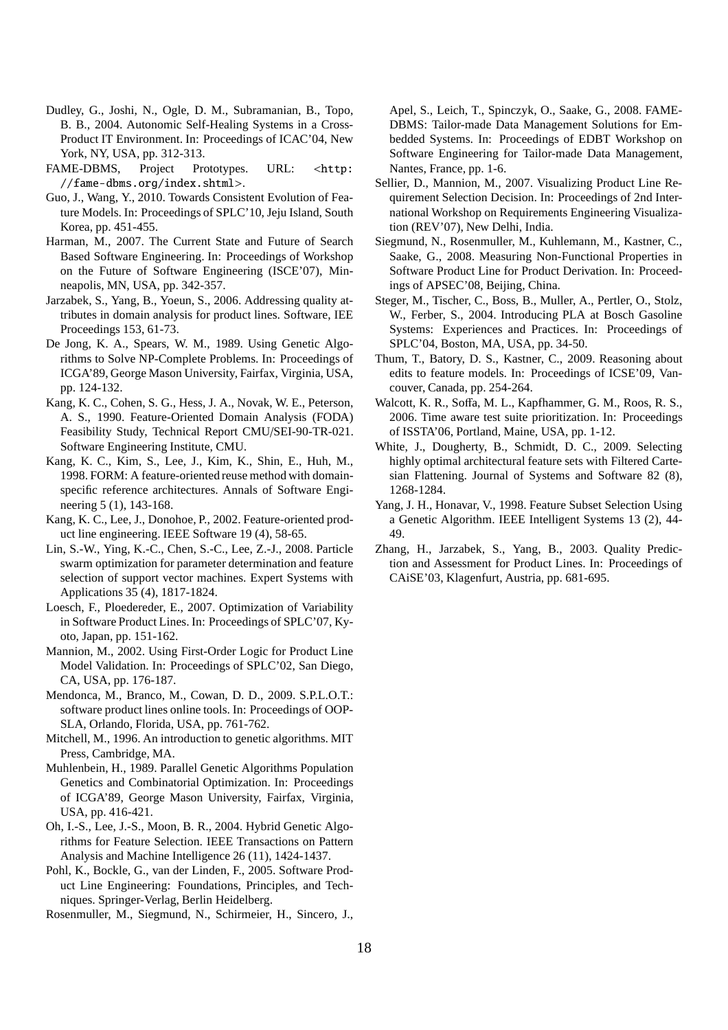Dudley, G., Joshi, N., Ogle, D. M., Subramanian, B., Topo, B. B., 2004. Autonomic Self-Healing Systems in a Cross-Product IT Environment. In: Proceedings of ICAC'04, New York, NY, USA, pp. 312-313.

FAME-DBMS, Project Prototypes. URL: <http://fame-dbms.org/index.shtml>.

Guo, J., Wang, Y., 2010. Towards Consistent Evolution of Feature Models. In: Proceedings of SPLC'10, Jeju Island, South Korea, pp. 451-455.

Harman, M., 2007. The Current State and Future of Search Based Software Engineering. In: Proceedings of Workshop on the Future of Software Engineering (ISCE'07), Minneapolis, MN, USA, pp. 342-357.

Jarzabek, S., Yang, B., Yoeun, S., 2006. Addressing quality attributes in domain analysis for product lines. Software, IEE Proceedings 153, 61-73.

De Jong, K. A., Spears, W. M., 1989. Using Genetic Algorithms to Solve NP-Complete Problems. In: Proceedings of ICGA'89, George Mason University, Fairfax, Virginia, USA, pp. 124-132.

Kang, K. C., Cohen, S. G., Hess, J. A., Novak, W. E., Peterson, A. S., 1990. Feature-Oriented Domain Analysis (FODA) Feasibility Study, Technical Report CMU/SEI-90-TR-021. Software Engineering Institute, CMU.

Kang, K. C., Kim, S., Lee, J., Kim, K., Shin, E., Huh, M., 1998. FORM: A feature-oriented reuse method with domain-specific reference architectures. Annals of Software Engineering 5 (1), 143-168.

Kang, K. C., Lee, J., Donohoe, P., 2002. Feature-oriented product line engineering. IEEE Software 19 (4), 58-65.

Lin, S.-W., Ying, K.-C., Chen, S.-C., Lee, Z.-J., 2008. Particle swarm optimization for parameter determination and feature selection of support vector machines. Expert Systems with Applications 35 (4), 1817-1824.

Loesch, F., Ploedereder, E., 2007. Optimization of Variability in Software Product Lines. In: Proceedings of SPLC'07, Kyoto, Japan, pp. 151-162.

Mannion, M., 2002. Using First-Order Logic for Product Line Model Validation. In: Proceedings of SPLC'02, San Diego, CA, USA, pp. 176-187.

Mendonca, M., Branco, M., Cowan, D. D., 2009. S.P.L.O.T.: software product lines online tools. In: Proceedings of OOPSLA, Orlando, Florida, USA, pp. 761-762.

Mitchell, M., 1996. An introduction to genetic algorithms. MIT Press, Cambridge, MA.

Muhlenbein, H., 1989. Parallel Genetic Algorithms Population Genetics and Combinatorial Optimization. In: Proceedings of ICGA'89, George Mason University, Fairfax, Virginia, USA, pp. 416-421.

Oh, I.-S., Lee, J.-S., Moon, B. R., 2004. Hybrid Genetic Algorithms for Feature Selection. IEEE Transactions on Pattern Analysis and Machine Intelligence 26 (11), 1424-1437.

Pohl, K., Bockle, G., van der Linden, F., 2005. Software Product Line Engineering: Foundations, Principles, and Techniques. Springer-Verlag, Berlin Heidelberg.

Rosenmuller, M., Siegmund, N., Schirmeier, H., Sincero, J., Apel, S., Leich, T., Spinczyk, O., Saake, G., 2008. FAME-DBMS: Tailor-made Data Management Solutions for Embedded Systems. In: Proceedings of EDBT Workshop on Software Engineering for Tailor-made Data Management, Nantes, France, pp. 1-6.

Sellier, D., Mannion, M., 2007. Visualizing Product Line Requirement Selection Decision. In: Proceedings of 2nd International Workshop on Requirements Engineering Visualization (REV'07), New Delhi, India.

Siegmund, N., Rosenmuller, M., Kuhlemann, M., Kastner, C., Saake, G., 2008. Measuring Non-Functional Properties in Software Product Line for Product Derivation. In: Proceedings of APSEC'08, Beijing, China.

Steger, M., Tischer, C., Boss, B., Muller, A., Pertler, O., Stolz, W., Ferber, S., 2004. Introducing PLA at Bosch Gasoline Systems: Experiences and Practices. In: Proceedings of SPLC'04, Boston, MA, USA, pp. 34-50.

Thum, T., Batory, D. S., Kastner, C., 2009. Reasoning about edits to feature models. In: Proceedings of ICSE'09, Vancouver, Canada, pp. 254-264.

Walcott, K. R., Soffa, M. L., Kapfhammer, G. M., Roos, R. S., 2006. Time aware test suite prioritization. In: Proceedings of ISSTA'06, Portland, Maine, USA, pp. 1-12.

White, J., Dougherty, B., Schmidt, D. C., 2009. Selecting highly optimal architectural feature sets with Filtered Cartesian Flattening. Journal of Systems and Software 82 (8), 1268-1284.

Yang, J. H., Honavar, V., 1998. Feature Subset Selection Using a Genetic Algorithm. IEEE Intelligent Systems 13 (2), 44-49.

Zhang, H., Jarzabek, S., Yang, B., 2003. Quality Prediction and Assessment for Product Lines. In: Proceedings of CAiSE'03, Klagenfurt, Austria, pp. 681-695.